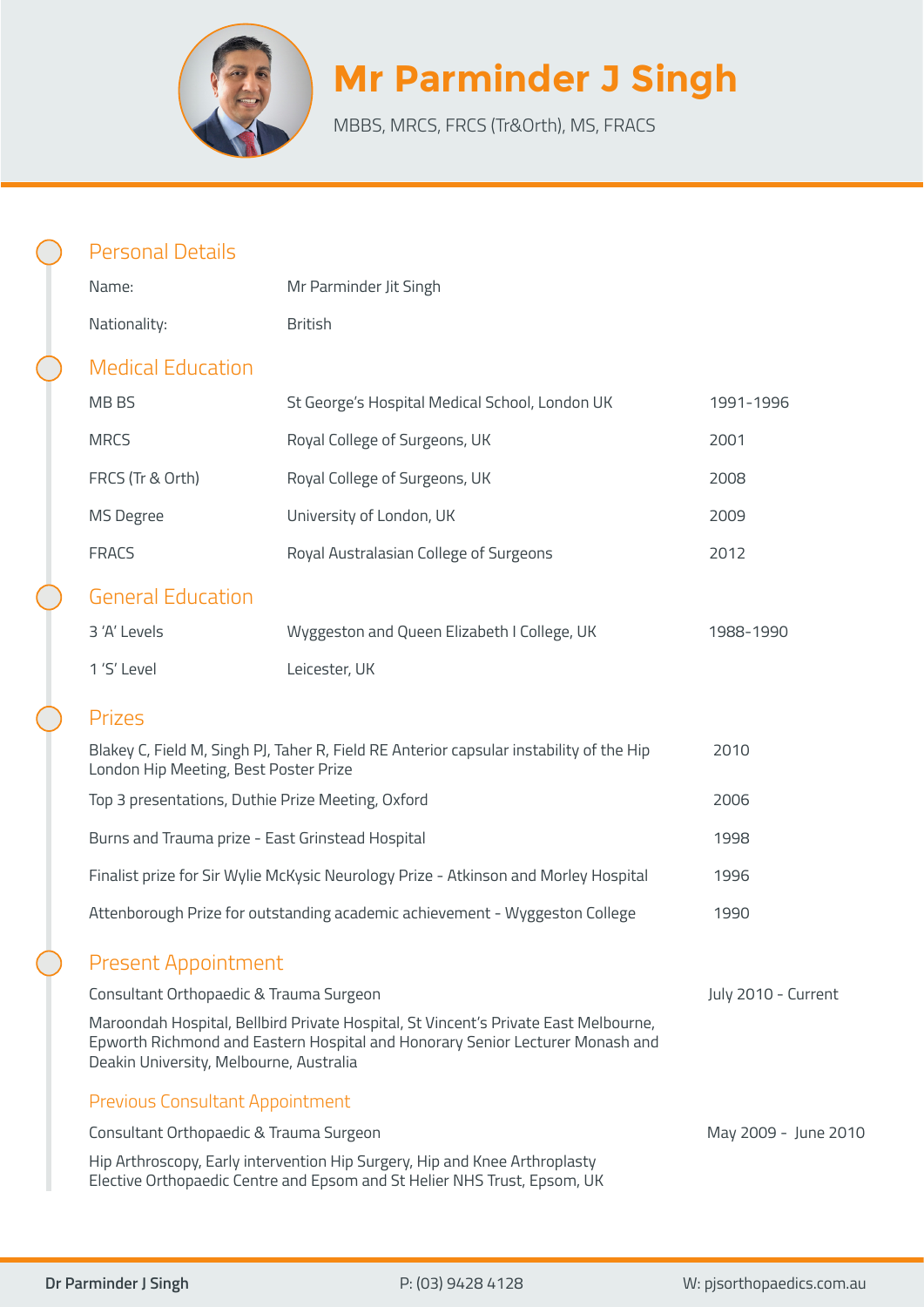# Mr Parminder J Singh

MBBS, MRCS, FRCS (Tr&Orth), MS, FRACS

## Personal Details

| | |
|---|---|
| Name: | Mr Parminder Jit Singh |
| Nationality: | British |

## Medical Education

| | | |
|---|---|---|
| MB BS | St George's Hospital Medical School, London UK | 1991-1996 |
| MRCS | Royal College of Surgeons, UK | 2001 |
| FRCS (Tr & Orth) | Royal College of Surgeons, UK | 2008 |
| MS Degree | University of London, UK | 2009 |
| FRACS | Royal Australasian College of Surgeons | 2012 |

## General Education

| | | |
|---|---|---|
| 3 'A' Levels | Wyggeston and Queen Elizabeth I College, UK | 1988-1990 |
| 1 'S' Level | Leicester, UK | |

## Prizes

| | |
|---|---|
| Blakey C, Field M, Singh PJ, Taher R, Field RE Anterior capsular instability of the Hip London Hip Meeting, Best Poster Prize | 2010 |
| Top 3 presentations, Duthie Prize Meeting, Oxford | 2006 |
| Burns and Trauma prize - East Grinstead Hospital | 1998 |
| Finalist prize for Sir Wylie McKysic Neurology Prize - Atkinson and Morley Hospital | 1996 |
| Attenborough Prize for outstanding academic achievement - Wyggeston College | 1990 |

## Present Appointment

Consultant Orthopaedic & Trauma Surgeon — July 2010 - Current

Maroondah Hospital, Bellbird Private Hospital, St Vincent's Private East Melbourne, Epworth Richmond and Eastern Hospital and Honorary Senior Lecturer Monash and Deakin University, Melbourne, Australia

### Previous Consultant Appointment

Consultant Orthopaedic & Trauma Surgeon — May 2009 - June 2010

Hip Arthroscopy, Early intervention Hip Surgery, Hip and Knee Arthroplasty
Elective Orthopaedic Centre and Epsom and St Helier NHS Trust, Epsom, UK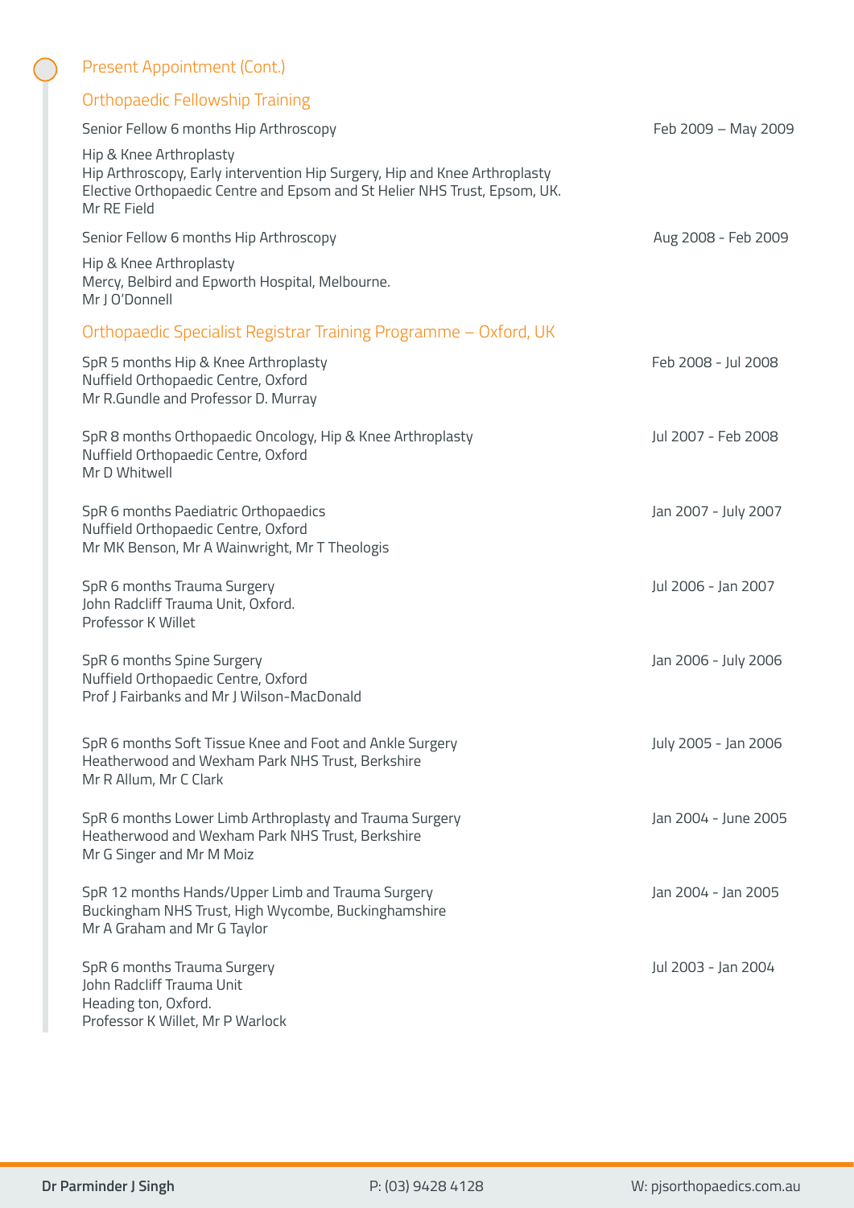## Present Appointment (Cont.)

### Orthopaedic Fellowship Training

Senior Fellow 6 months Hip Arthroscopy — Feb 2009 – May 2009

Hip & Knee Arthroplasty
Hip Arthroscopy, Early intervention Hip Surgery, Hip and Knee Arthroplasty
Elective Orthopaedic Centre and Epsom and St Helier NHS Trust, Epsom, UK.
Mr RE Field

Senior Fellow 6 months Hip Arthroscopy — Aug 2008 - Feb 2009

Hip & Knee Arthroplasty
Mercy, Belbird and Epworth Hospital, Melbourne.
Mr J O'Donnell

### Orthopaedic Specialist Registrar Training Programme – Oxford, UK

SpR 5 months Hip & Knee Arthroplasty — Feb 2008 - Jul 2008
Nuffield Orthopaedic Centre, Oxford
Mr R.Gundle and Professor D. Murray

SpR 8 months Orthopaedic Oncology, Hip & Knee Arthroplasty — Jul 2007 - Feb 2008
Nuffield Orthopaedic Centre, Oxford
Mr D Whitwell

SpR 6 months Paediatric Orthopaedics — Jan 2007 - July 2007
Nuffield Orthopaedic Centre, Oxford
Mr MK Benson, Mr A Wainwright, Mr T Theologis

SpR 6 months Trauma Surgery — Jul 2006 - Jan 2007
John Radcliff Trauma Unit, Oxford.
Professor K Willet

SpR 6 months Spine Surgery — Jan 2006 - July 2006
Nuffield Orthopaedic Centre, Oxford
Prof J Fairbanks and Mr J Wilson-MacDonald

SpR 6 months Soft Tissue Knee and Foot and Ankle Surgery — July 2005 - Jan 2006
Heatherwood and Wexham Park NHS Trust, Berkshire
Mr R Allum, Mr C Clark

SpR 6 months Lower Limb Arthroplasty and Trauma Surgery — Jan 2004 - June 2005
Heatherwood and Wexham Park NHS Trust, Berkshire
Mr G Singer and Mr M Moiz

SpR 12 months Hands/Upper Limb and Trauma Surgery — Jan 2004 - Jan 2005
Buckingham NHS Trust, High Wycombe, Buckinghamshire
Mr A Graham and Mr G Taylor

SpR 6 months Trauma Surgery — Jul 2003 - Jan 2004
John Radcliff Trauma Unit
Heading ton, Oxford.
Professor K Willet, Mr P Warlock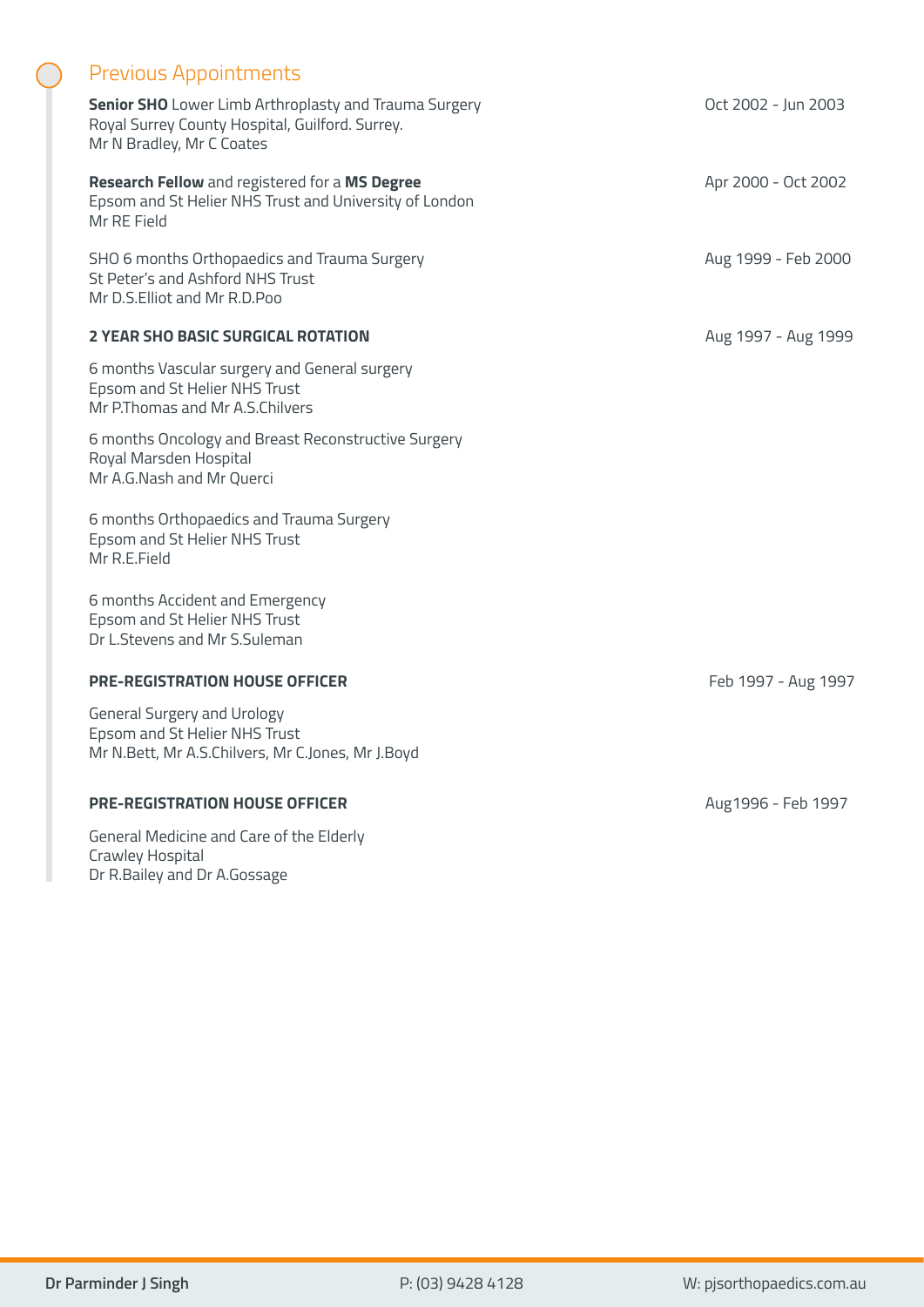## Previous Appointments

**Senior SHO** Lower Limb Arthroplasty and Trauma Surgery
Royal Surrey County Hospital, Guilford. Surrey.
Mr N Bradley, Mr C Coates

Oct 2002 - Jun 2003

**Research Fellow** and registered for a **MS Degree**
Epsom and St Helier NHS Trust and University of London
Mr RE Field

Apr 2000 - Oct 2002

SHO 6 months Orthopaedics and Trauma Surgery
St Peter's and Ashford NHS Trust
Mr D.S.Elliot and Mr R.D.Poo

Aug 1999 - Feb 2000

**2 YEAR SHO BASIC SURGICAL ROTATION**

Aug 1997 - Aug 1999

6 months Vascular surgery and General surgery
Epsom and St Helier NHS Trust
Mr P.Thomas and Mr A.S.Chilvers

6 months Oncology and Breast Reconstructive Surgery
Royal Marsden Hospital
Mr A.G.Nash and Mr Querci

6 months Orthopaedics and Trauma Surgery
Epsom and St Helier NHS Trust
Mr R.E.Field

6 months Accident and Emergency
Epsom and St Helier NHS Trust
Dr L.Stevens and Mr S.Suleman

**PRE-REGISTRATION HOUSE OFFICER**

Feb 1997 - Aug 1997

General Surgery and Urology
Epsom and St Helier NHS Trust
Mr N.Bett, Mr A.S.Chilvers, Mr C.Jones, Mr J.Boyd

**PRE-REGISTRATION HOUSE OFFICER**

Aug1996 - Feb 1997

General Medicine and Care of the Elderly
Crawley Hospital
Dr R.Bailey and Dr A.Gossage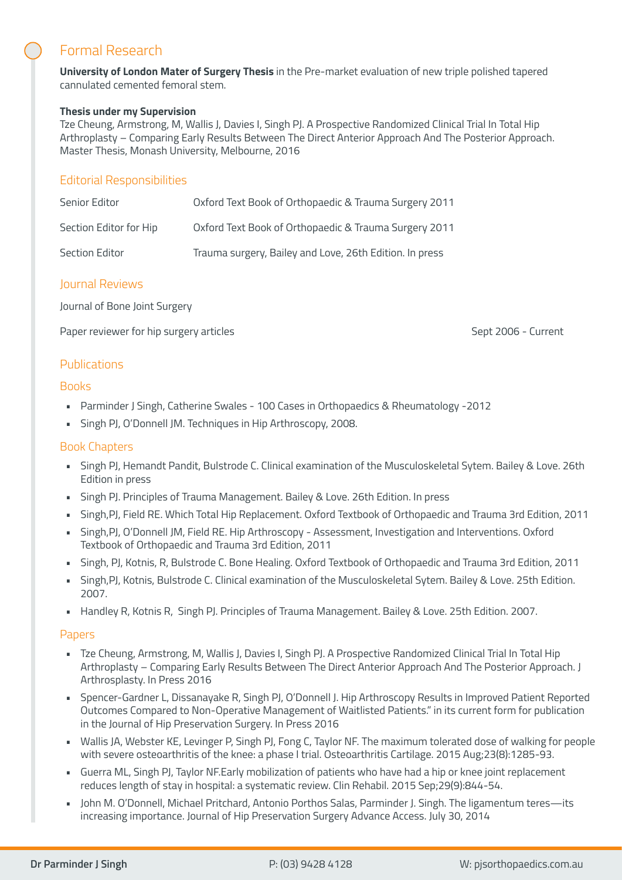## Formal Research

**University of London Mater of Surgery Thesis** in the Pre-market evaluation of new triple polished tapered cannulated cemented femoral stem.

**Thesis under my Supervision**
Tze Cheung, Armstrong, M, Wallis J, Davies I, Singh PJ. A Prospective Randomized Clinical Trial In Total Hip Arthroplasty – Comparing Early Results Between The Direct Anterior Approach And The Posterior Approach. Master Thesis, Monash University, Melbourne, 2016

## Editorial Responsibilities

| | |
|---|---|
| Senior Editor | Oxford Text Book of Orthopaedic & Trauma Surgery 2011 |
| Section Editor for Hip | Oxford Text Book of Orthopaedic & Trauma Surgery 2011 |
| Section Editor | Trauma surgery, Bailey and Love, 26th Edition. In press |

## Journal Reviews

Journal of Bone Joint Surgery

Paper reviewer for hip surgery articles — Sept 2006 - Current

## Publications

### Books

- Parminder J Singh, Catherine Swales - 100 Cases in Orthopaedics & Rheumatology -2012
- Singh PJ, O'Donnell JM. Techniques in Hip Arthroscopy, 2008.

### Book Chapters

- Singh PJ, Hemandt Pandit, Bulstrode C. Clinical examination of the Musculoskeletal Sytem. Bailey & Love. 26th Edition in press
- Singh PJ. Principles of Trauma Management. Bailey & Love. 26th Edition. In press
- Singh,PJ, Field RE. Which Total Hip Replacement. Oxford Textbook of Orthopaedic and Trauma 3rd Edition, 2011
- Singh,PJ, O'Donnell JM, Field RE. Hip Arthroscopy - Assessment, Investigation and Interventions. Oxford Textbook of Orthopaedic and Trauma 3rd Edition, 2011
- Singh, PJ, Kotnis, R, Bulstrode C. Bone Healing. Oxford Textbook of Orthopaedic and Trauma 3rd Edition, 2011
- Singh,PJ, Kotnis, Bulstrode C. Clinical examination of the Musculoskeletal Sytem. Bailey & Love. 25th Edition. 2007.
- Handley R, Kotnis R, Singh PJ. Principles of Trauma Management. Bailey & Love. 25th Edition. 2007.

### Papers

- Tze Cheung, Armstrong, M, Wallis J, Davies I, Singh PJ. A Prospective Randomized Clinical Trial In Total Hip Arthroplasty – Comparing Early Results Between The Direct Anterior Approach And The Posterior Approach. J Arthrosplasty. In Press 2016
- Spencer-Gardner L, Dissanayake R, Singh PJ, O'Donnell J. Hip Arthroscopy Results in Improved Patient Reported Outcomes Compared to Non-Operative Management of Waitlisted Patients." in its current form for publication in the Journal of Hip Preservation Surgery. In Press 2016
- Wallis JA, Webster KE, Levinger P, Singh PJ, Fong C, Taylor NF. The maximum tolerated dose of walking for people with severe osteoarthritis of the knee: a phase I trial. Osteoarthritis Cartilage. 2015 Aug;23(8):1285-93.
- Guerra ML, Singh PJ, Taylor NF.Early mobilization of patients who have had a hip or knee joint replacement reduces length of stay in hospital: a systematic review. Clin Rehabil. 2015 Sep;29(9):844-54.
- John M. O'Donnell, Michael Pritchard, Antonio Porthos Salas, Parminder J. Singh. The ligamentum teres—its increasing importance. Journal of Hip Preservation Surgery Advance Access. July 30, 2014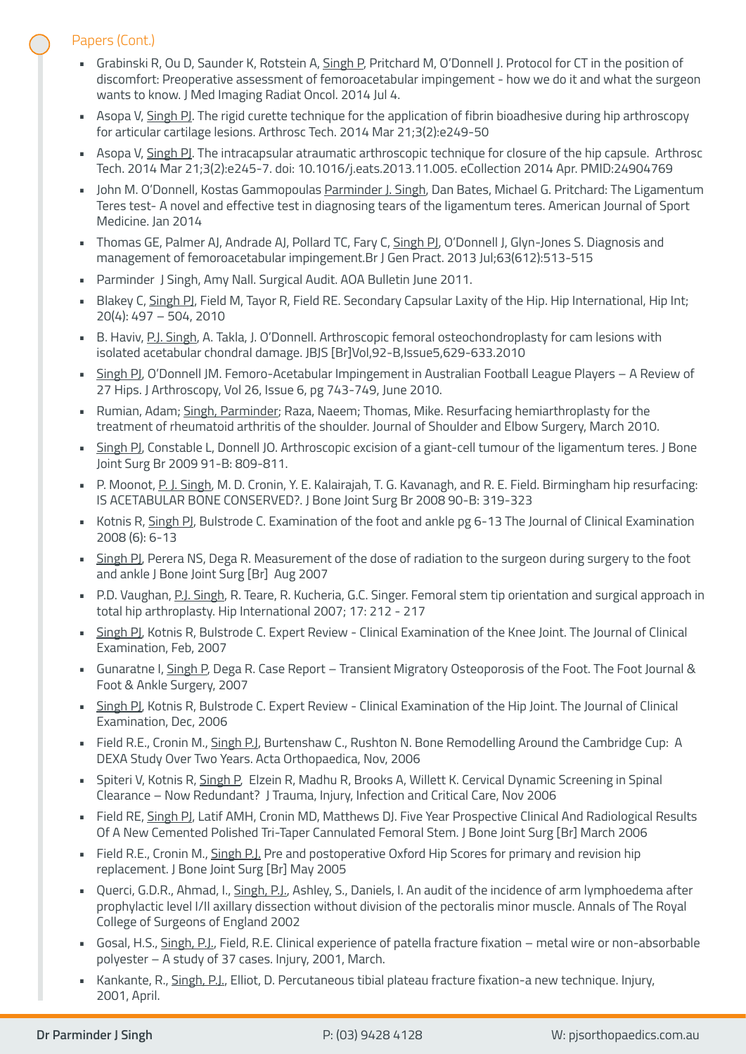## Papers (Cont.)

- Grabinski R, Ou D, Saunder K, Rotstein A, Singh P, Pritchard M, O'Donnell J. Protocol for CT in the position of discomfort: Preoperative assessment of femoroacetabular impingement - how we do it and what the surgeon wants to know. J Med Imaging Radiat Oncol. 2014 Jul 4.
- Asopa V, Singh PJ. The rigid curette technique for the application of fibrin bioadhesive during hip arthroscopy for articular cartilage lesions. Arthrosc Tech. 2014 Mar 21;3(2):e249-50
- Asopa V, Singh PJ. The intracapsular atraumatic arthroscopic technique for closure of the hip capsule. Arthrosc Tech. 2014 Mar 21;3(2):e245-7. doi: 10.1016/j.eats.2013.11.005. eCollection 2014 Apr. PMID:24904769
- John M. O'Donnell, Kostas Gammopoulas Parminder J. Singh, Dan Bates, Michael G. Pritchard: The Ligamentum Teres test- A novel and effective test in diagnosing tears of the ligamentum teres. American Journal of Sport Medicine. Jan 2014
- Thomas GE, Palmer AJ, Andrade AJ, Pollard TC, Fary C, Singh PJ, O'Donnell J, Glyn-Jones S. Diagnosis and management of femoroacetabular impingement.Br J Gen Pract. 2013 Jul;63(612):513-515
- Parminder J Singh, Amy Nall. Surgical Audit. AOA Bulletin June 2011.
- Blakey C, Singh PJ, Field M, Tayor R, Field RE. Secondary Capsular Laxity of the Hip. Hip International, Hip Int; 20(4): 497 – 504, 2010
- B. Haviv, P.J. Singh, A. Takla, J. O'Donnell. Arthroscopic femoral osteochondroplasty for cam lesions with isolated acetabular chondral damage. JBJS [Br]Vol,92-B,Issue5,629-633.2010
- Singh PJ, O'Donnell JM. Femoro-Acetabular Impingement in Australian Football League Players – A Review of 27 Hips. J Arthroscopy, Vol 26, Issue 6, pg 743-749, June 2010.
- Rumian, Adam; Singh, Parminder; Raza, Naeem; Thomas, Mike. Resurfacing hemiarthroplasty for the treatment of rheumatoid arthritis of the shoulder. Journal of Shoulder and Elbow Surgery, March 2010.
- Singh PJ, Constable L, Donnell JO. Arthroscopic excision of a giant-cell tumour of the ligamentum teres. J Bone Joint Surg Br 2009 91-B: 809-811.
- P. Moonot, P. J. Singh, M. D. Cronin, Y. E. Kalairajah, T. G. Kavanagh, and R. E. Field. Birmingham hip resurfacing: IS ACETABULAR BONE CONSERVED?. J Bone Joint Surg Br 2008 90-B: 319-323
- Kotnis R, Singh PJ, Bulstrode C. Examination of the foot and ankle pg 6-13 The Journal of Clinical Examination 2008 (6): 6-13
- Singh PJ, Perera NS, Dega R. Measurement of the dose of radiation to the surgeon during surgery to the foot and ankle J Bone Joint Surg [Br] Aug 2007
- P.D. Vaughan, P.J. Singh, R. Teare, R. Kucheria, G.C. Singer. Femoral stem tip orientation and surgical approach in total hip arthroplasty. Hip International 2007; 17: 212 - 217
- Singh PJ, Kotnis R, Bulstrode C. Expert Review - Clinical Examination of the Knee Joint. The Journal of Clinical Examination, Feb, 2007
- Gunaratne I, Singh P, Dega R. Case Report – Transient Migratory Osteoporosis of the Foot. The Foot Journal & Foot & Ankle Surgery, 2007
- Singh PJ, Kotnis R, Bulstrode C. Expert Review - Clinical Examination of the Hip Joint. The Journal of Clinical Examination, Dec, 2006
- Field R.E., Cronin M., Singh P.J, Burtenshaw C., Rushton N. Bone Remodelling Around the Cambridge Cup: A DEXA Study Over Two Years. Acta Orthopaedica, Nov, 2006
- Spiteri V, Kotnis R, Singh P, Elzein R, Madhu R, Brooks A, Willett K. Cervical Dynamic Screening in Spinal Clearance – Now Redundant? J Trauma, Injury, Infection and Critical Care, Nov 2006
- Field RE, Singh PJ, Latif AMH, Cronin MD, Matthews DJ. Five Year Prospective Clinical And Radiological Results Of A New Cemented Polished Tri-Taper Cannulated Femoral Stem. J Bone Joint Surg [Br] March 2006
- Field R.E., Cronin M., Singh P.J. Pre and postoperative Oxford Hip Scores for primary and revision hip replacement. J Bone Joint Surg [Br] May 2005
- Querci, G.D.R., Ahmad, I., Singh, P.J., Ashley, S., Daniels, I. An audit of the incidence of arm lymphoedema after prophylactic level I/II axillary dissection without division of the pectoralis minor muscle. Annals of The Royal College of Surgeons of England 2002
- Gosal, H.S., Singh, P.J., Field, R.E. Clinical experience of patella fracture fixation – metal wire or non-absorbable polyester – A study of 37 cases. Injury, 2001, March.
- Kankante, R., Singh, P.J., Elliot, D. Percutaneous tibial plateau fracture fixation-a new technique. Injury, 2001, April.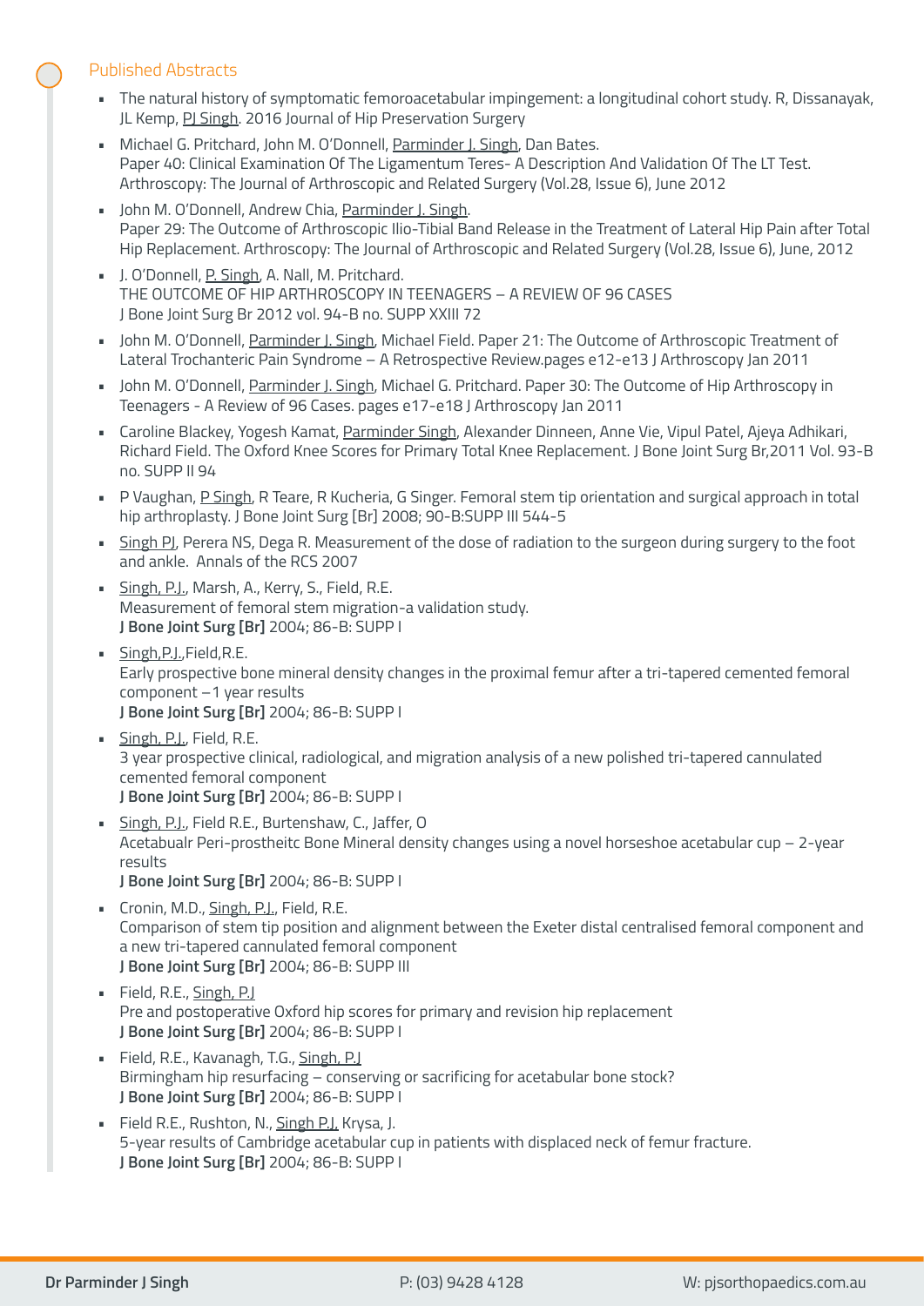## Published Abstracts

- The natural history of symptomatic femoroacetabular impingement: a longitudinal cohort study. R, Dissanayak, JL Kemp, PJ Singh. 2016 Journal of Hip Preservation Surgery
- Michael G. Pritchard, John M. O'Donnell, Parminder J. Singh, Dan Bates.
  Paper 40: Clinical Examination Of The Ligamentum Teres- A Description And Validation Of The LT Test. Arthroscopy: The Journal of Arthroscopic and Related Surgery (Vol.28, Issue 6), June 2012
- John M. O'Donnell, Andrew Chia, Parminder J. Singh.
  Paper 29: The Outcome of Arthroscopic Ilio-Tibial Band Release in the Treatment of Lateral Hip Pain after Total Hip Replacement. Arthroscopy: The Journal of Arthroscopic and Related Surgery (Vol.28, Issue 6), June, 2012
- J. O'Donnell, P. Singh, A. Nall, M. Pritchard.
  THE OUTCOME OF HIP ARTHROSCOPY IN TEENAGERS – A REVIEW OF 96 CASES
  J Bone Joint Surg Br 2012 vol. 94-B no. SUPP XXIII 72
- John M. O'Donnell, Parminder J. Singh, Michael Field. Paper 21: The Outcome of Arthroscopic Treatment of Lateral Trochanteric Pain Syndrome – A Retrospective Review.pages e12-e13 J Arthroscopy Jan 2011
- John M. O'Donnell, Parminder J. Singh, Michael G. Pritchard. Paper 30: The Outcome of Hip Arthroscopy in Teenagers - A Review of 96 Cases. pages e17-e18 J Arthroscopy Jan 2011
- Caroline Blackey, Yogesh Kamat, Parminder Singh, Alexander Dinneen, Anne Vie, Vipul Patel, Ajeya Adhikari, Richard Field. The Oxford Knee Scores for Primary Total Knee Replacement. J Bone Joint Surg Br,2011 Vol. 93-B no. SUPP II 94
- P Vaughan, P Singh, R Teare, R Kucheria, G Singer. Femoral stem tip orientation and surgical approach in total hip arthroplasty. J Bone Joint Surg [Br] 2008; 90-B:SUPP III 544-5
- Singh PJ, Perera NS, Dega R. Measurement of the dose of radiation to the surgeon during surgery to the foot and ankle. Annals of the RCS 2007
- Singh, P.J., Marsh, A., Kerry, S., Field, R.E.
  Measurement of femoral stem migration-a validation study.
  **J Bone Joint Surg [Br]** 2004; 86-B: SUPP I
- Singh,P.J.,Field,R.E.
  Early prospective bone mineral density changes in the proximal femur after a tri-tapered cemented femoral component –1 year results
  **J Bone Joint Surg [Br]** 2004; 86-B: SUPP I
- Singh, P.J., Field, R.E.
  3 year prospective clinical, radiological, and migration analysis of a new polished tri-tapered cannulated cemented femoral component
  **J Bone Joint Surg [Br]** 2004; 86-B: SUPP I
- Singh, P.J., Field R.E., Burtenshaw, C., Jaffer, O
  Acetabualr Peri-prostheitc Bone Mineral density changes using a novel horseshoe acetabular cup – 2-year results
  **J Bone Joint Surg [Br]** 2004; 86-B: SUPP I
- Cronin, M.D., Singh, P.J., Field, R.E.
  Comparison of stem tip position and alignment between the Exeter distal centralised femoral component and a new tri-tapered cannulated femoral component
  **J Bone Joint Surg [Br]** 2004; 86-B: SUPP III
- Field, R.E., Singh, P.J
  Pre and postoperative Oxford hip scores for primary and revision hip replacement
  **J Bone Joint Surg [Br]** 2004; 86-B: SUPP I
- Field, R.E., Kavanagh, T.G., Singh, P.J
  Birmingham hip resurfacing – conserving or sacrificing for acetabular bone stock?
  **J Bone Joint Surg [Br]** 2004; 86-B: SUPP I
- Field R.E., Rushton, N., Singh P.J, Krysa, J.
  5-year results of Cambridge acetabular cup in patients with displaced neck of femur fracture.
  **J Bone Joint Surg [Br]** 2004; 86-B: SUPP I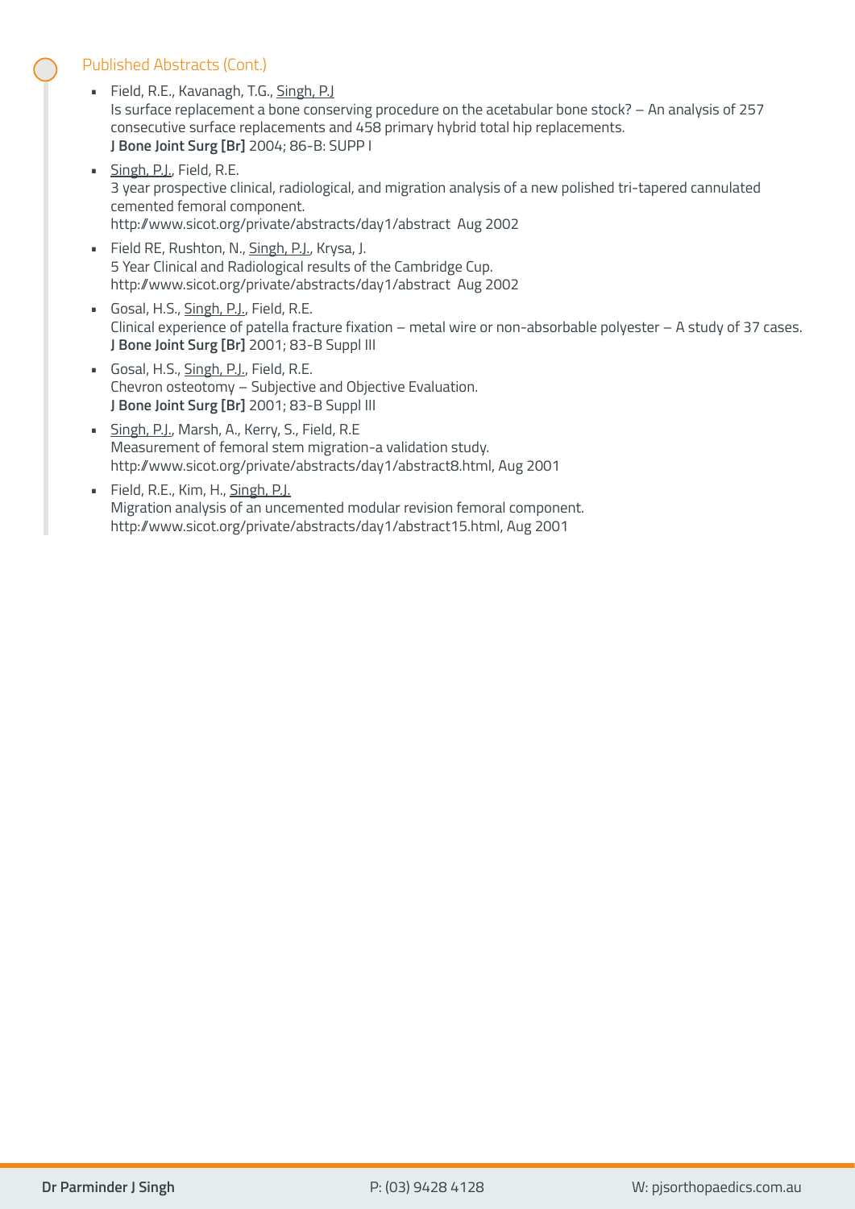## Published Abstracts (Cont.)

- Field, R.E., Kavanagh, T.G., Singh, P.J
  Is surface replacement a bone conserving procedure on the acetabular bone stock? – An analysis of 257 consecutive surface replacements and 458 primary hybrid total hip replacements.
  **J Bone Joint Surg [Br]** 2004; 86-B: SUPP I
- Singh, P.J., Field, R.E.
  3 year prospective clinical, radiological, and migration analysis of a new polished tri-tapered cannulated cemented femoral component.
  http://www.sicot.org/private/abstracts/day1/abstract Aug 2002
- Field RE, Rushton, N., Singh, P.J., Krysa, J.
  5 Year Clinical and Radiological results of the Cambridge Cup.
  http://www.sicot.org/private/abstracts/day1/abstract Aug 2002
- Gosal, H.S., Singh, P.J., Field, R.E.
  Clinical experience of patella fracture fixation – metal wire or non-absorbable polyester – A study of 37 cases.
  **J Bone Joint Surg [Br]** 2001; 83-B Suppl III
- Gosal, H.S., Singh, P.J., Field, R.E.
  Chevron osteotomy – Subjective and Objective Evaluation.
  **J Bone Joint Surg [Br]** 2001; 83-B Suppl III
- Singh, P.J., Marsh, A., Kerry, S., Field, R.E
  Measurement of femoral stem migration-a validation study.
  http://www.sicot.org/private/abstracts/day1/abstract8.html, Aug 2001
- Field, R.E., Kim, H., Singh, P.J.
  Migration analysis of an uncemented modular revision femoral component.
  http://www.sicot.org/private/abstracts/day1/abstract15.html, Aug 2001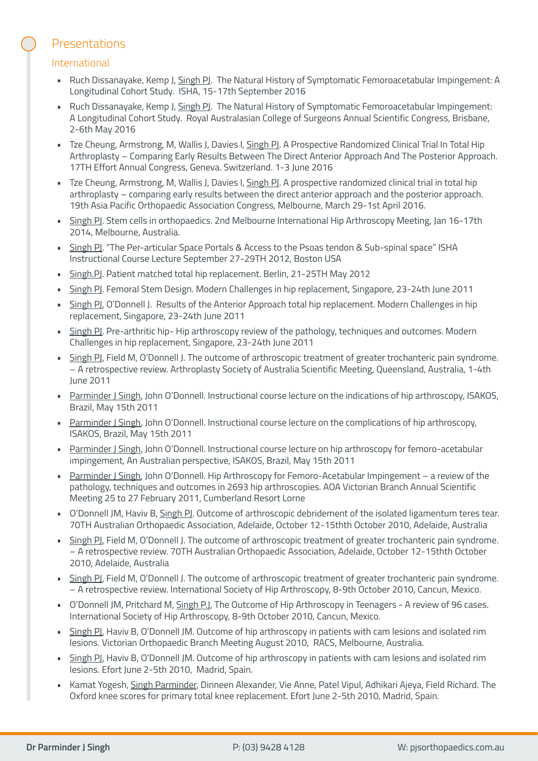## Presentations

### International

- Ruch Dissanayake, Kemp J, Singh PJ. The Natural History of Symptomatic Femoroacetabular Impingement: A Longitudinal Cohort Study. ISHA, 15-17th September 2016
- Ruch Dissanayake, Kemp J, Singh PJ. The Natural History of Symptomatic Femoroacetabular Impingement: A Longitudinal Cohort Study. Royal Australasian College of Surgeons Annual Scientific Congress, Brisbane, 2-6th May 2016
- Tze Cheung, Armstrong, M, Wallis J, Davies I, Singh PJ. A Prospective Randomized Clinical Trial In Total Hip Arthroplasty – Comparing Early Results Between The Direct Anterior Approach And The Posterior Approach. 17TH Effort Annual Congress, Geneva. Switzerland. 1-3 June 2016
- Tze Cheung, Armstrong, M, Wallis J, Davies I, Singh PJ. A prospective randomized clinical trial in total hip arthroplasty – comparing early results between the direct anterior approach and the posterior approach. 19th Asia Pacific Orthopaedic Association Congress, Melbourne, March 29-1st April 2016.
- Singh PJ. Stem cells in orthopaedics. 2nd Melbourne International Hip Arthroscopy Meeting, Jan 16-17th 2014, Melbourne, Australia.
- Singh PJ. "The Per-articular Space Portals & Access to the Psoas tendon & Sub-spinal space" ISHA Instructional Course Lecture September 27-29TH 2012, Boston USA
- Singh.PJ. Patient matched total hip replacement. Berlin, 21-25TH May 2012
- Singh PJ. Femoral Stem Design. Modern Challenges in hip replacement, Singapore, 23-24th June 2011
- Singh PJ, O'Donnell J. Results of the Anterior Approach total hip replacement. Modern Challenges in hip replacement, Singapore, 23-24th June 2011
- Singh PJ. Pre-arthritic hip- Hip arthroscopy review of the pathology, techniques and outcomes. Modern Challenges in hip replacement, Singapore, 23-24th June 2011
- Singh PJ, Field M, O'Donnell J. The outcome of arthroscopic treatment of greater trochanteric pain syndrome. – A retrospective review. Arthroplasty Society of Australia Scientific Meeting, Queensland, Australia, 1-4th June 2011
- Parminder J Singh, John O'Donnell. Instructional course lecture on the indications of hip arthroscopy, ISAKOS, Brazil, May 15th 2011
- Parminder J Singh, John O'Donnell. Instructional course lecture on the complications of hip arthroscopy, ISAKOS, Brazil, May 15th 2011
- Parminder J Singh, John O'Donnell. Instructional course lecture on hip arthroscopy for femoro-acetabular impingement, An Australian perspective, ISAKOS, Brazil, May 15th 2011
- Parminder J Singh, John O'Donnell. Hip Arthroscopy for Femoro-Acetabular Impingement – a review of the pathology, techniques and outcomes in 2693 hip arthroscopies. AOA Victorian Branch Annual Scientific Meeting 25 to 27 February 2011, Cumberland Resort Lorne
- O'Donnell JM, Haviv B, Singh PJ. Outcome of arthroscopic debridement of the isolated ligamentum teres tear. 70TH Australian Orthopaedic Association, Adelaide, October 12-15thth October 2010, Adelaide, Australia
- Singh PJ, Field M, O'Donnell J. The outcome of arthroscopic treatment of greater trochanteric pain syndrome. – A retrospective review. 70TH Australian Orthopaedic Association, Adelaide, October 12-15thth October 2010, Adelaide, Australia
- Singh PJ, Field M, O'Donnell J. The outcome of arthroscopic treatment of greater trochanteric pain syndrome. – A retrospective review. International Society of Hip Arthroscopy, 8-9th October 2010, Cancun, Mexico.
- O'Donnell JM, Pritchard M, Singh P.J, The Outcome of Hip Arthroscopy in Teenagers - A review of 96 cases. International Society of Hip Arthroscopy, 8-9th October 2010, Cancun, Mexico.
- Singh PJ, Haviv B, O'Donnell JM. Outcome of hip arthroscopy in patients with cam lesions and isolated rim lesions. Victorian Orthopaedic Branch Meeting August 2010, RACS, Melbourne, Australia.
- Singh PJ, Haviv B, O'Donnell JM. Outcome of hip arthroscopy in patients with cam lesions and isolated rim lesions. Efort June 2-5th 2010, Madrid, Spain.
- Kamat Yogesh, Singh Parminder, Dinneen Alexander, Vie Anne, Patel Vipul, Adhikari Ajeya, Field Richard. The Oxford knee scores for primary total knee replacement. Efort June 2-5th 2010, Madrid, Spain.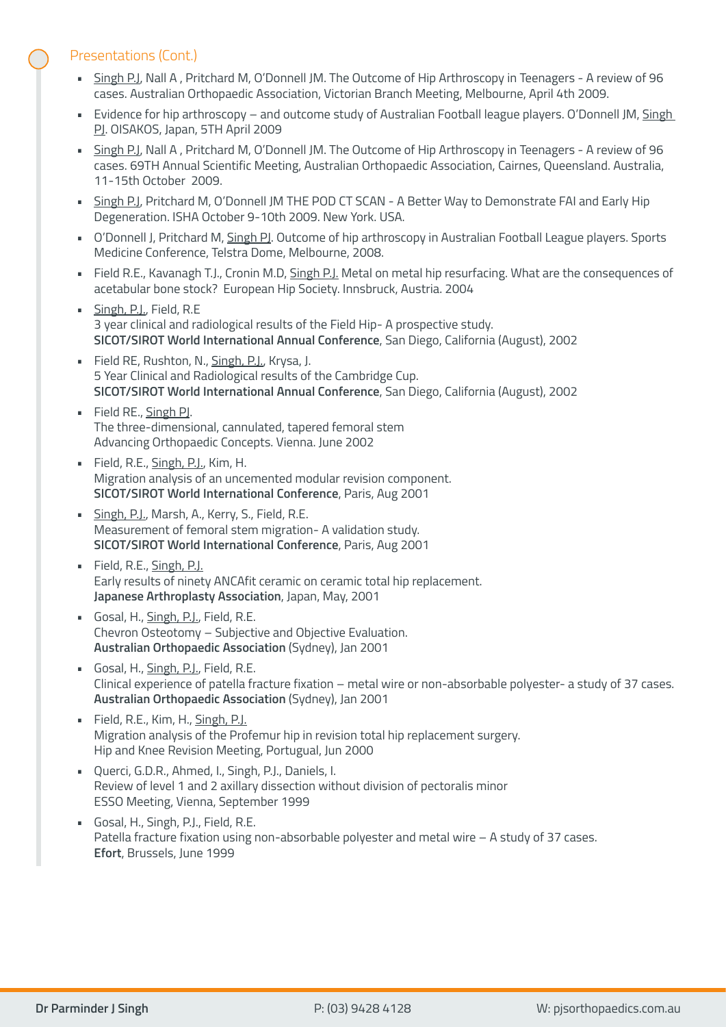## Presentations (Cont.)

- Singh P.J, Nall A , Pritchard M, O'Donnell JM. The Outcome of Hip Arthroscopy in Teenagers - A review of 96 cases. Australian Orthopaedic Association, Victorian Branch Meeting, Melbourne, April 4th 2009.
- Evidence for hip arthroscopy – and outcome study of Australian Football league players. O'Donnell JM, Singh PJ. OISAKOS, Japan, 5TH April 2009
- Singh P.J, Nall A , Pritchard M, O'Donnell JM. The Outcome of Hip Arthroscopy in Teenagers - A review of 96 cases. 69TH Annual Scientific Meeting, Australian Orthopaedic Association, Cairnes, Queensland. Australia, 11-15th October 2009.
- Singh P.J, Pritchard M, O'Donnell JM THE POD CT SCAN - A Better Way to Demonstrate FAI and Early Hip Degeneration. ISHA October 9-10th 2009. New York. USA.
- O'Donnell J, Pritchard M, Singh PJ. Outcome of hip arthroscopy in Australian Football League players. Sports Medicine Conference, Telstra Dome, Melbourne, 2008.
- Field R.E., Kavanagh T.J., Cronin M.D, Singh P.J. Metal on metal hip resurfacing. What are the consequences of acetabular bone stock? European Hip Society. Innsbruck, Austria. 2004
- Singh, P.J., Field, R.E
  3 year clinical and radiological results of the Field Hip- A prospective study.
  **SICOT/SIROT World International Annual Conference**, San Diego, California (August), 2002
- Field RE, Rushton, N., Singh, P.J., Krysa, J.
  5 Year Clinical and Radiological results of the Cambridge Cup.
  **SICOT/SIROT World International Annual Conference**, San Diego, California (August), 2002
- Field RE., Singh PJ.
  The three-dimensional, cannulated, tapered femoral stem
  Advancing Orthopaedic Concepts. Vienna. June 2002
- Field, R.E., Singh, P.J., Kim, H.
  Migration analysis of an uncemented modular revision component.
  **SICOT/SIROT World International Conference**, Paris, Aug 2001
- Singh, P.J., Marsh, A., Kerry, S., Field, R.E.
  Measurement of femoral stem migration- A validation study.
  **SICOT/SIROT World International Conference**, Paris, Aug 2001
- Field, R.E., Singh, P.J.
  Early results of ninety ANCAfit ceramic on ceramic total hip replacement.
  **Japanese Arthroplasty Association**, Japan, May, 2001
- Gosal, H., Singh, P.J., Field, R.E.
  Chevron Osteotomy – Subjective and Objective Evaluation.
  **Australian Orthopaedic Association** (Sydney), Jan 2001
- Gosal, H., Singh, P.J., Field, R.E.
  Clinical experience of patella fracture fixation – metal wire or non-absorbable polyester- a study of 37 cases.
  **Australian Orthopaedic Association** (Sydney), Jan 2001
- Field, R.E., Kim, H., Singh, P.J.
  Migration analysis of the Profemur hip in revision total hip replacement surgery.
  Hip and Knee Revision Meeting, Portugual, Jun 2000
- Querci, G.D.R., Ahmed, I., Singh, P.J., Daniels, I.
  Review of level 1 and 2 axillary dissection without division of pectoralis minor
  ESSO Meeting, Vienna, September 1999
- Gosal, H., Singh, P.J., Field, R.E.
  Patella fracture fixation using non-absorbable polyester and metal wire – A study of 37 cases.
  **Efort**, Brussels, June 1999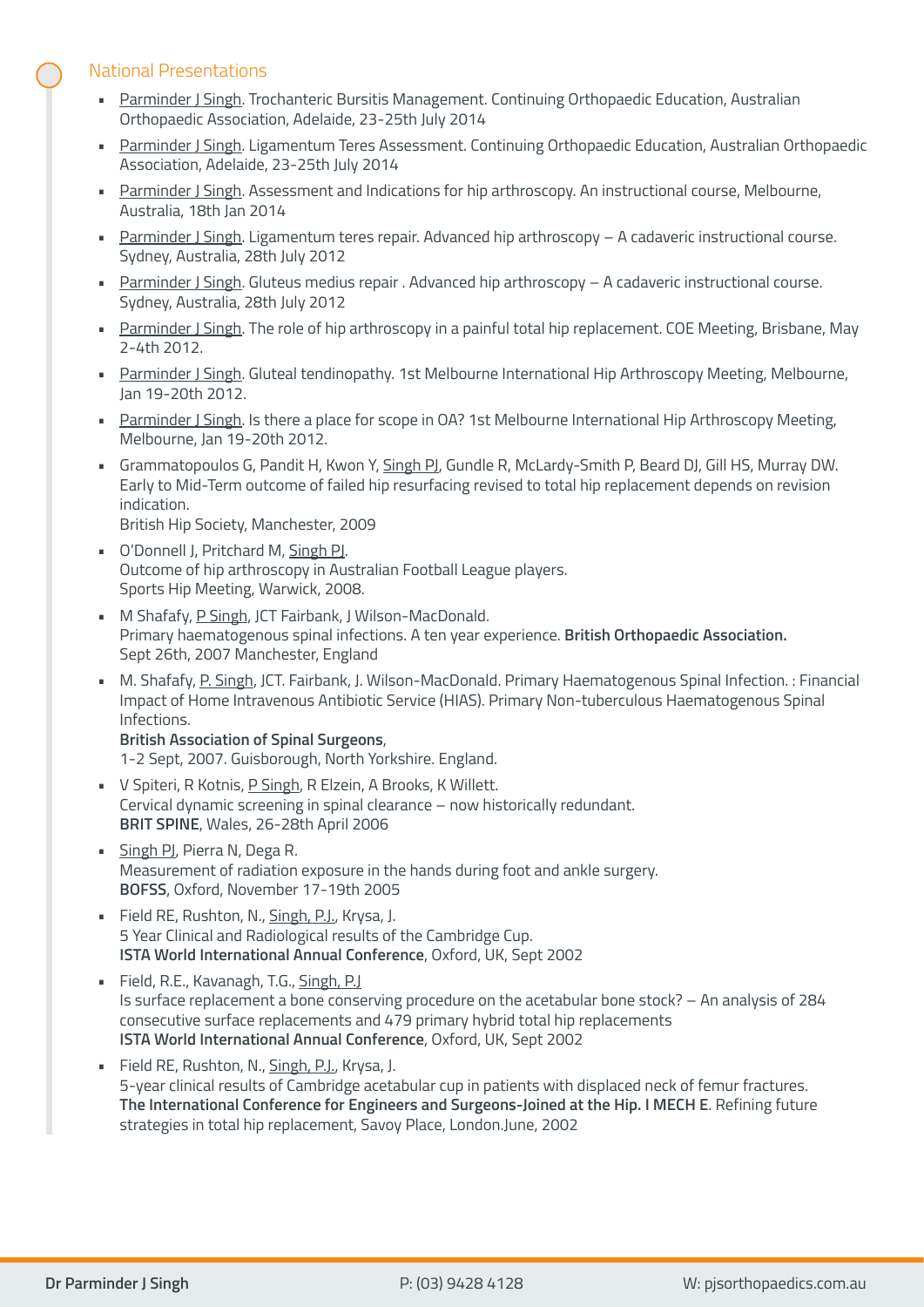## National Presentations

- Parminder J Singh. Trochanteric Bursitis Management. Continuing Orthopaedic Education, Australian Orthopaedic Association, Adelaide, 23-25th July 2014
- Parminder J Singh. Ligamentum Teres Assessment. Continuing Orthopaedic Education, Australian Orthopaedic Association, Adelaide, 23-25th July 2014
- Parminder J Singh. Assessment and Indications for hip arthroscopy. An instructional course, Melbourne, Australia, 18th Jan 2014
- Parminder J Singh. Ligamentum teres repair. Advanced hip arthroscopy – A cadaveric instructional course. Sydney, Australia, 28th July 2012
- Parminder J Singh. Gluteus medius repair . Advanced hip arthroscopy – A cadaveric instructional course. Sydney, Australia, 28th July 2012
- Parminder J Singh. The role of hip arthroscopy in a painful total hip replacement. COE Meeting, Brisbane, May 2-4th 2012.
- Parminder J Singh. Gluteal tendinopathy. 1st Melbourne International Hip Arthroscopy Meeting, Melbourne, Jan 19-20th 2012.
- Parminder J Singh. Is there a place for scope in OA? 1st Melbourne International Hip Arthroscopy Meeting, Melbourne, Jan 19-20th 2012.
- Grammatopoulos G, Pandit H, Kwon Y, Singh PJ, Gundle R, McLardy-Smith P, Beard DJ, Gill HS, Murray DW. Early to Mid-Term outcome of failed hip resurfacing revised to total hip replacement depends on revision indication.
  British Hip Society, Manchester, 2009
- O'Donnell J, Pritchard M, Singh PJ.
  Outcome of hip arthroscopy in Australian Football League players.
  Sports Hip Meeting, Warwick, 2008.
- M Shafafy, P Singh, JCT Fairbank, J Wilson-MacDonald.
  Primary haematogenous spinal infections. A ten year experience. **British Orthopaedic Association.**
  Sept 26th, 2007 Manchester, England
- M. Shafafy, P. Singh, JCT. Fairbank, J. Wilson-MacDonald. Primary Haematogenous Spinal Infection. : Financial Impact of Home Intravenous Antibiotic Service (HIAS). Primary Non-tuberculous Haematogenous Spinal Infections.
  **British Association of Spinal Surgeons**,
  1-2 Sept, 2007. Guisborough, North Yorkshire. England.
- V Spiteri, R Kotnis, P Singh, R Elzein, A Brooks, K Willett.
  Cervical dynamic screening in spinal clearance – now historically redundant.
  **BRIT SPINE**, Wales, 26-28th April 2006
- Singh PJ, Pierra N, Dega R.
  Measurement of radiation exposure in the hands during foot and ankle surgery.
  **BOFSS**, Oxford, November 17-19th 2005
- Field RE, Rushton, N., Singh, P.J., Krysa, J.
  5 Year Clinical and Radiological results of the Cambridge Cup.
  **ISTA World International Annual Conference**, Oxford, UK, Sept 2002
- Field, R.E., Kavanagh, T.G., Singh, P.J
  Is surface replacement a bone conserving procedure on the acetabular bone stock? – An analysis of 284 consecutive surface replacements and 479 primary hybrid total hip replacements
  **ISTA World International Annual Conference**, Oxford, UK, Sept 2002
- Field RE, Rushton, N., Singh, P.J., Krysa, J.
  5-year clinical results of Cambridge acetabular cup in patients with displaced neck of femur fractures.
  **The International Conference for Engineers and Surgeons-Joined at the Hip. I MECH E**. Refining future strategies in total hip replacement, Savoy Place, London.June, 2002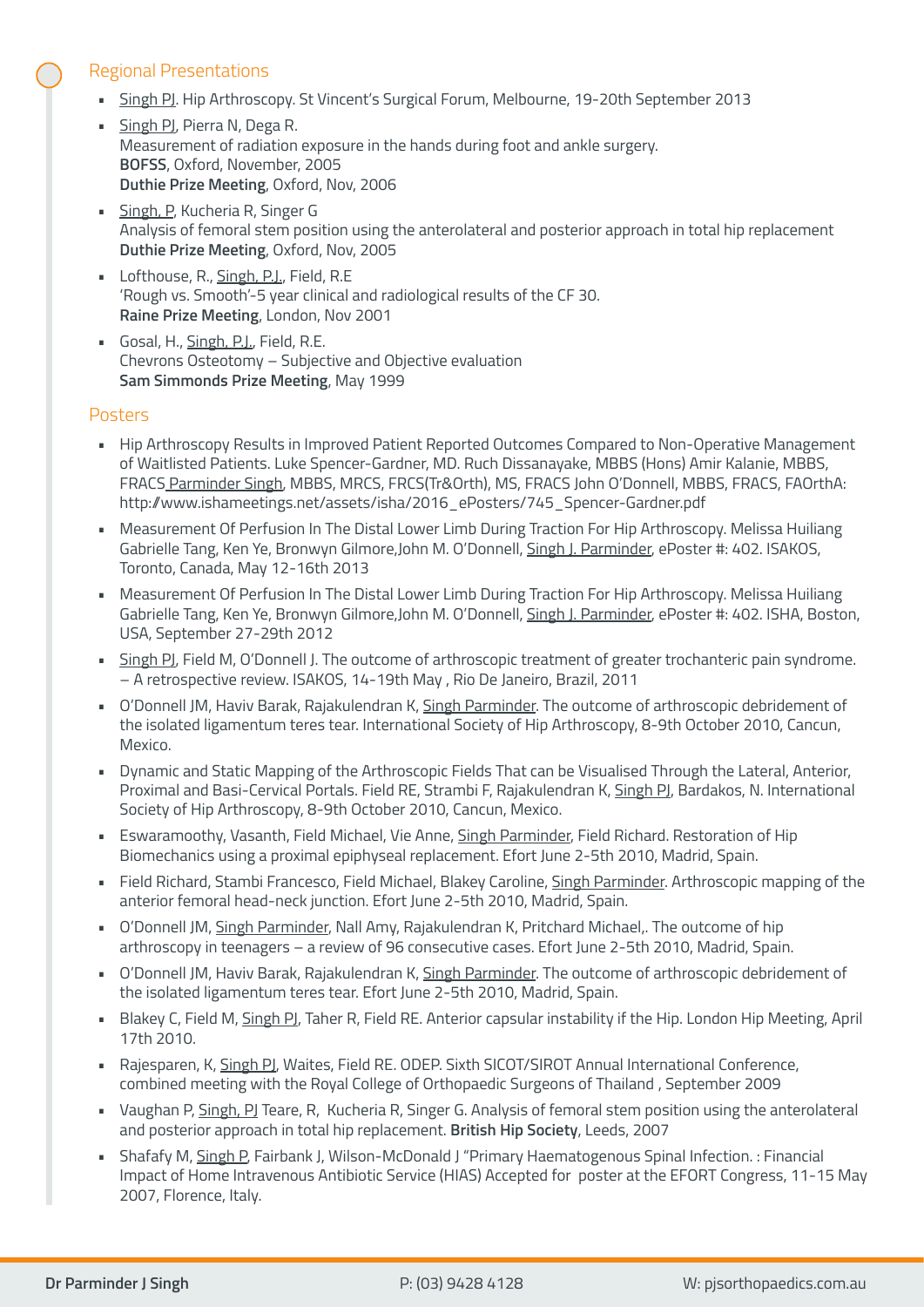## Regional Presentations

- Singh PJ. Hip Arthroscopy. St Vincent's Surgical Forum, Melbourne, 19-20th September 2013
- Singh PJ, Pierra N, Dega R.
  Measurement of radiation exposure in the hands during foot and ankle surgery.
  **BOFSS**, Oxford, November, 2005
  **Duthie Prize Meeting**, Oxford, Nov, 2006
- Singh, P, Kucheria R, Singer G
  Analysis of femoral stem position using the anterolateral and posterior approach in total hip replacement
  **Duthie Prize Meeting**, Oxford, Nov, 2005
- Lofthouse, R., Singh, P.J., Field, R.E
  'Rough vs. Smooth'-5 year clinical and radiological results of the CF 30.
  **Raine Prize Meeting**, London, Nov 2001
- Gosal, H., Singh, P.J., Field, R.E.
  Chevrons Osteotomy – Subjective and Objective evaluation
  **Sam Simmonds Prize Meeting**, May 1999

## Posters

- Hip Arthroscopy Results in Improved Patient Reported Outcomes Compared to Non-Operative Management of Waitlisted Patients. Luke Spencer-Gardner, MD. Ruch Dissanayake, MBBS (Hons) Amir Kalanie, MBBS, FRACS Parminder Singh, MBBS, MRCS, FRCS(Tr&Orth), MS, FRACS John O'Donnell, MBBS, FRACS, FAOrthA: http://www.ishameetings.net/assets/isha/2016_ePosters/745_Spencer-Gardner.pdf
- Measurement Of Perfusion In The Distal Lower Limb During Traction For Hip Arthroscopy. Melissa Huiliang Gabrielle Tang, Ken Ye, Bronwyn Gilmore,John M. O'Donnell, Singh J. Parminder, ePoster #: 402. ISAKOS, Toronto, Canada, May 12-16th 2013
- Measurement Of Perfusion In The Distal Lower Limb During Traction For Hip Arthroscopy. Melissa Huiliang Gabrielle Tang, Ken Ye, Bronwyn Gilmore,John M. O'Donnell, Singh J. Parminder, ePoster #: 402. ISHA, Boston, USA, September 27-29th 2012
- Singh PJ, Field M, O'Donnell J. The outcome of arthroscopic treatment of greater trochanteric pain syndrome. – A retrospective review. ISAKOS, 14-19th May , Rio De Janeiro, Brazil, 2011
- O'Donnell JM, Haviv Barak, Rajakulendran K, Singh Parminder. The outcome of arthroscopic debridement of the isolated ligamentum teres tear. International Society of Hip Arthroscopy, 8-9th October 2010, Cancun, Mexico.
- Dynamic and Static Mapping of the Arthroscopic Fields That can be Visualised Through the Lateral, Anterior, Proximal and Basi-Cervical Portals. Field RE, Strambi F, Rajakulendran K, Singh PJ, Bardakos, N. International Society of Hip Arthroscopy, 8-9th October 2010, Cancun, Mexico.
- Eswaramoothy, Vasanth, Field Michael, Vie Anne, Singh Parminder, Field Richard. Restoration of Hip Biomechanics using a proximal epiphyseal replacement. Efort June 2-5th 2010, Madrid, Spain.
- Field Richard, Stambi Francesco, Field Michael, Blakey Caroline, Singh Parminder. Arthroscopic mapping of the anterior femoral head-neck junction. Efort June 2-5th 2010, Madrid, Spain.
- O'Donnell JM, Singh Parminder, Nall Amy, Rajakulendran K, Pritchard Michael,. The outcome of hip arthroscopy in teenagers – a review of 96 consecutive cases. Efort June 2-5th 2010, Madrid, Spain.
- O'Donnell JM, Haviv Barak, Rajakulendran K, Singh Parminder. The outcome of arthroscopic debridement of the isolated ligamentum teres tear. Efort June 2-5th 2010, Madrid, Spain.
- Blakey C, Field M, Singh PJ, Taher R, Field RE. Anterior capsular instability if the Hip. London Hip Meeting, April 17th 2010.
- Rajesparen, K, Singh PJ, Waites, Field RE. ODEP. Sixth SICOT/SIROT Annual International Conference, combined meeting with the Royal College of Orthopaedic Surgeons of Thailand , September 2009
- Vaughan P, Singh, PJ Teare, R, Kucheria R, Singer G. Analysis of femoral stem position using the anterolateral and posterior approach in total hip replacement. **British Hip Society**, Leeds, 2007
- Shafafy M, Singh P, Fairbank J, Wilson-McDonald J "Primary Haematogenous Spinal Infection. : Financial Impact of Home Intravenous Antibiotic Service (HIAS) Accepted for poster at the EFORT Congress, 11-15 May 2007, Florence, Italy.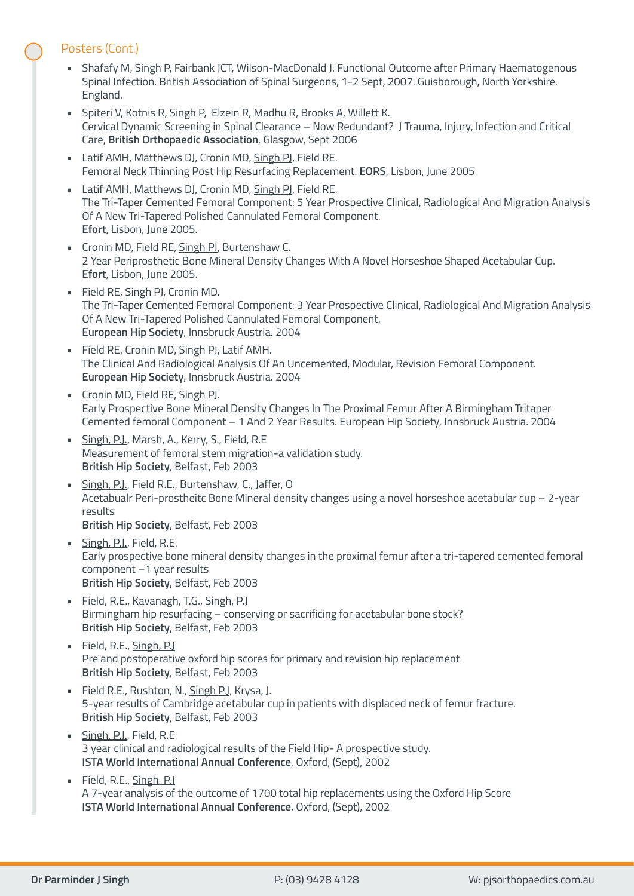## Posters (Cont.)

- Shafafy M, Singh P, Fairbank JCT, Wilson-MacDonald J. Functional Outcome after Primary Haematogenous Spinal Infection. British Association of Spinal Surgeons, 1-2 Sept, 2007. Guisborough, North Yorkshire. England.
- Spiteri V, Kotnis R, Singh P, Elzein R, Madhu R, Brooks A, Willett K.
  Cervical Dynamic Screening in Spinal Clearance – Now Redundant? J Trauma, Injury, Infection and Critical Care, **British Orthopaedic Association**, Glasgow, Sept 2006
- Latif AMH, Matthews DJ, Cronin MD, Singh PJ, Field RE.
  Femoral Neck Thinning Post Hip Resurfacing Replacement. **EORS**, Lisbon, June 2005
- Latif AMH, Matthews DJ, Cronin MD, Singh PJ, Field RE.
  The Tri-Taper Cemented Femoral Component: 5 Year Prospective Clinical, Radiological And Migration Analysis Of A New Tri-Tapered Polished Cannulated Femoral Component.
  **Efort**, Lisbon, June 2005.
- Cronin MD, Field RE, Singh PJ, Burtenshaw C.
  2 Year Periprosthetic Bone Mineral Density Changes With A Novel Horseshoe Shaped Acetabular Cup.
  **Efort**, Lisbon, June 2005.
- Field RE, Singh PJ, Cronin MD.
  The Tri-Taper Cemented Femoral Component: 3 Year Prospective Clinical, Radiological And Migration Analysis Of A New Tri-Tapered Polished Cannulated Femoral Component.
  **European Hip Society**, Innsbruck Austria. 2004
- Field RE, Cronin MD, Singh PJ, Latif AMH.
  The Clinical And Radiological Analysis Of An Uncemented, Modular, Revision Femoral Component.
  **European Hip Society**, Innsbruck Austria. 2004
- Cronin MD, Field RE, Singh PJ.
  Early Prospective Bone Mineral Density Changes In The Proximal Femur After A Birmingham Tritaper Cemented femoral Component – 1 And 2 Year Results. European Hip Society, Innsbruck Austria. 2004
- Singh, P.J., Marsh, A., Kerry, S., Field, R.E
  Measurement of femoral stem migration-a validation study.
  **British Hip Society**, Belfast, Feb 2003
- Singh, P.J., Field R.E., Burtenshaw, C., Jaffer, O
  Acetabualr Peri-prostheitc Bone Mineral density changes using a novel horseshoe acetabular cup – 2-year results
  **British Hip Society**, Belfast, Feb 2003
- Singh, P.J., Field, R.E.
  Early prospective bone mineral density changes in the proximal femur after a tri-tapered cemented femoral component –1 year results
  **British Hip Society**, Belfast, Feb 2003
- Field, R.E., Kavanagh, T.G., Singh, P.J
  Birmingham hip resurfacing – conserving or sacrificing for acetabular bone stock?
  **British Hip Society**, Belfast, Feb 2003
- Field, R.E., Singh, P.J
  Pre and postoperative oxford hip scores for primary and revision hip replacement
  **British Hip Society**, Belfast, Feb 2003
- Field R.E., Rushton, N., Singh P.J, Krysa, J.
  5-year results of Cambridge acetabular cup in patients with displaced neck of femur fracture.
  **British Hip Society**, Belfast, Feb 2003
- Singh, P.J., Field, R.E
  3 year clinical and radiological results of the Field Hip- A prospective study.
  **ISTA World International Annual Conference**, Oxford, (Sept), 2002
- Field, R.E., Singh, P.J
  A 7-year analysis of the outcome of 1700 total hip replacements using the Oxford Hip Score
  **ISTA World International Annual Conference**, Oxford, (Sept), 2002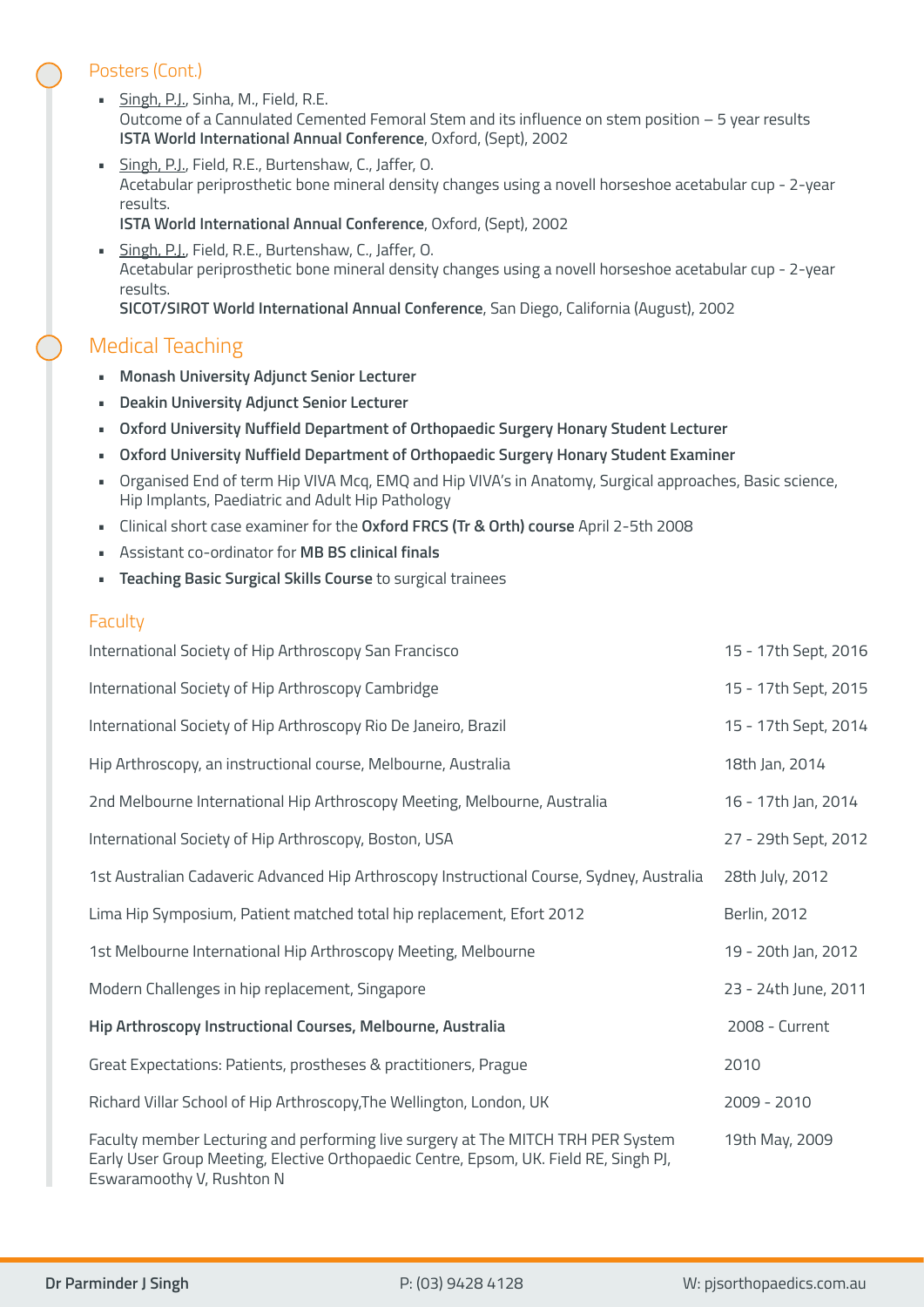## Posters (Cont.)

- Singh, P.J., Sinha, M., Field, R.E.
  Outcome of a Cannulated Cemented Femoral Stem and its influence on stem position – 5 year results
  **ISTA World International Annual Conference**, Oxford, (Sept), 2002
- Singh, P.J., Field, R.E., Burtenshaw, C., Jaffer, O.
  Acetabular periprosthetic bone mineral density changes using a novell horseshoe acetabular cup - 2-year results.
  **ISTA World International Annual Conference**, Oxford, (Sept), 2002
- Singh, P.J., Field, R.E., Burtenshaw, C., Jaffer, O.
  Acetabular periprosthetic bone mineral density changes using a novell horseshoe acetabular cup - 2-year results.
  **SICOT/SIROT World International Annual Conference**, San Diego, California (August), 2002

## Medical Teaching

- **Monash University Adjunct Senior Lecturer**
- **Deakin University Adjunct Senior Lecturer**
- **Oxford University Nuffield Department of Orthopaedic Surgery Honary Student Lecturer**
- **Oxford University Nuffield Department of Orthopaedic Surgery Honary Student Examiner**
- Organised End of term Hip VIVA Mcq, EMQ and Hip VIVA's in Anatomy, Surgical approaches, Basic science, Hip Implants, Paediatric and Adult Hip Pathology
- Clinical short case examiner for the **Oxford FRCS (Tr & Orth) course** April 2-5th 2008
- Assistant co-ordinator for **MB BS clinical finals**
- **Teaching Basic Surgical Skills Course** to surgical trainees

### Faculty

| | |
|---|---|
| International Society of Hip Arthroscopy San Francisco | 15 - 17th Sept, 2016 |
| International Society of Hip Arthroscopy Cambridge | 15 - 17th Sept, 2015 |
| International Society of Hip Arthroscopy Rio De Janeiro, Brazil | 15 - 17th Sept, 2014 |
| Hip Arthroscopy, an instructional course, Melbourne, Australia | 18th Jan, 2014 |
| 2nd Melbourne International Hip Arthroscopy Meeting, Melbourne, Australia | 16 - 17th Jan, 2014 |
| International Society of Hip Arthroscopy, Boston, USA | 27 - 29th Sept, 2012 |
| 1st Australian Cadaveric Advanced Hip Arthroscopy Instructional Course, Sydney, Australia | 28th July, 2012 |
| Lima Hip Symposium, Patient matched total hip replacement, Efort 2012 | Berlin, 2012 |
| 1st Melbourne International Hip Arthroscopy Meeting, Melbourne | 19 - 20th Jan, 2012 |
| Modern Challenges in hip replacement, Singapore | 23 - 24th June, 2011 |
| **Hip Arthroscopy Instructional Courses, Melbourne, Australia** | 2008 - Current |
| Great Expectations: Patients, prostheses & practitioners, Prague | 2010 |
| Richard Villar School of Hip Arthroscopy,The Wellington, London, UK | 2009 - 2010 |
| Faculty member Lecturing and performing live surgery at The MITCH TRH PER System Early User Group Meeting, Elective Orthopaedic Centre, Epsom, UK. Field RE, Singh PJ, Eswaramoothy V, Rushton N | 19th May, 2009 |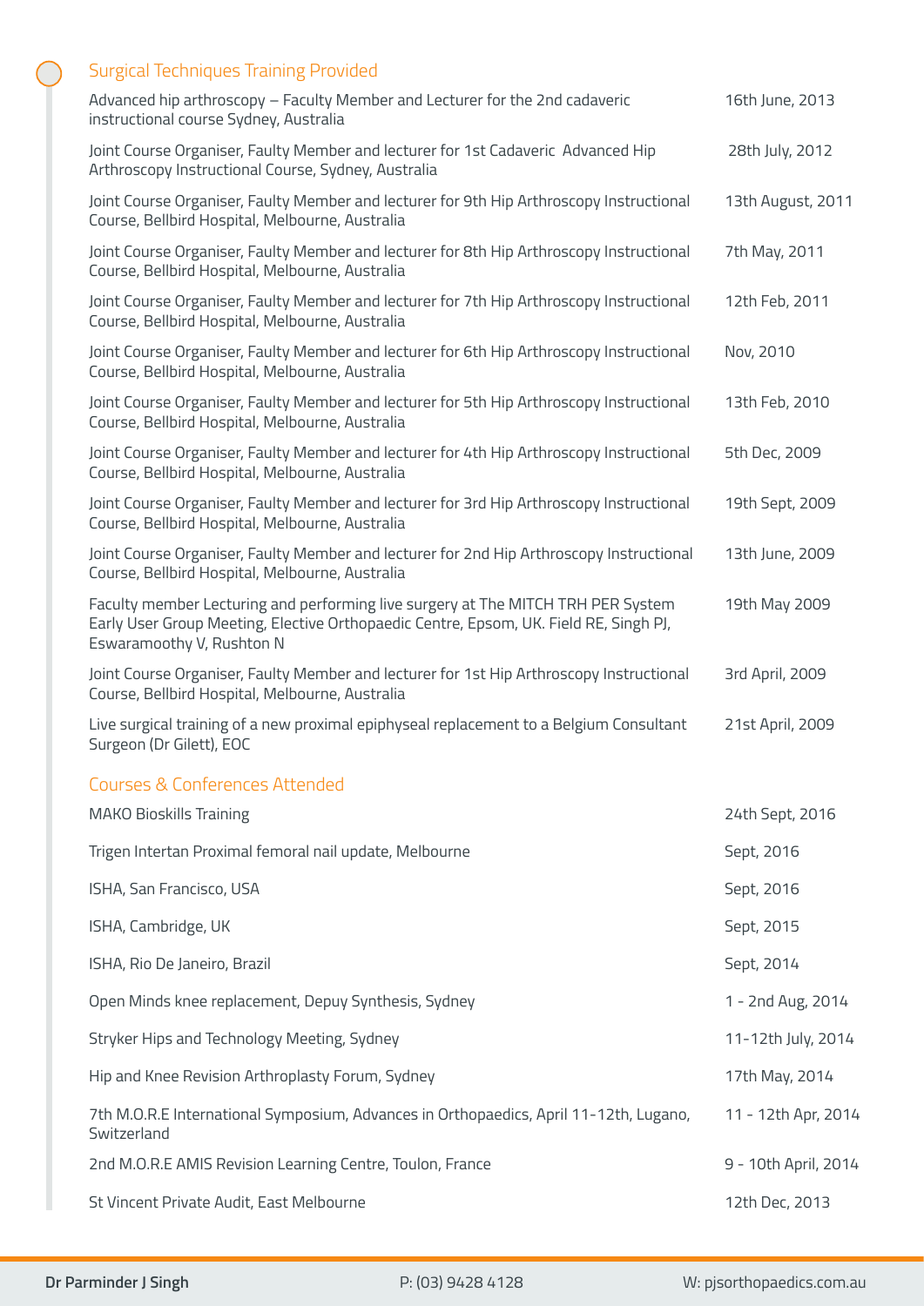## Surgical Techniques Training Provided

| | |
|---|---|
| Advanced hip arthroscopy – Faculty Member and Lecturer for the 2nd cadaveric instructional course Sydney, Australia | 16th June, 2013 |
| Joint Course Organiser, Faulty Member and lecturer for 1st Cadaveric Advanced Hip Arthroscopy Instructional Course, Sydney, Australia | 28th July, 2012 |
| Joint Course Organiser, Faulty Member and lecturer for 9th Hip Arthroscopy Instructional Course, Bellbird Hospital, Melbourne, Australia | 13th August, 2011 |
| Joint Course Organiser, Faulty Member and lecturer for 8th Hip Arthroscopy Instructional Course, Bellbird Hospital, Melbourne, Australia | 7th May, 2011 |
| Joint Course Organiser, Faulty Member and lecturer for 7th Hip Arthroscopy Instructional Course, Bellbird Hospital, Melbourne, Australia | 12th Feb, 2011 |
| Joint Course Organiser, Faulty Member and lecturer for 6th Hip Arthroscopy Instructional Course, Bellbird Hospital, Melbourne, Australia | Nov, 2010 |
| Joint Course Organiser, Faulty Member and lecturer for 5th Hip Arthroscopy Instructional Course, Bellbird Hospital, Melbourne, Australia | 13th Feb, 2010 |
| Joint Course Organiser, Faulty Member and lecturer for 4th Hip Arthroscopy Instructional Course, Bellbird Hospital, Melbourne, Australia | 5th Dec, 2009 |
| Joint Course Organiser, Faulty Member and lecturer for 3rd Hip Arthroscopy Instructional Course, Bellbird Hospital, Melbourne, Australia | 19th Sept, 2009 |
| Joint Course Organiser, Faulty Member and lecturer for 2nd Hip Arthroscopy Instructional Course, Bellbird Hospital, Melbourne, Australia | 13th June, 2009 |
| Faculty member Lecturing and performing live surgery at The MITCH TRH PER System Early User Group Meeting, Elective Orthopaedic Centre, Epsom, UK. Field RE, Singh PJ, Eswaramoothy V, Rushton N | 19th May 2009 |
| Joint Course Organiser, Faulty Member and lecturer for 1st Hip Arthroscopy Instructional Course, Bellbird Hospital, Melbourne, Australia | 3rd April, 2009 |
| Live surgical training of a new proximal epiphyseal replacement to a Belgium Consultant Surgeon (Dr Gilett), EOC | 21st April, 2009 |

## Courses & Conferences Attended

| | |
|---|---|
| MAKO Bioskills Training | 24th Sept, 2016 |
| Trigen Intertan Proximal femoral nail update, Melbourne | Sept, 2016 |
| ISHA, San Francisco, USA | Sept, 2016 |
| ISHA, Cambridge, UK | Sept, 2015 |
| ISHA, Rio De Janeiro, Brazil | Sept, 2014 |
| Open Minds knee replacement, Depuy Synthesis, Sydney | 1 - 2nd Aug, 2014 |
| Stryker Hips and Technology Meeting, Sydney | 11-12th July, 2014 |
| Hip and Knee Revision Arthroplasty Forum, Sydney | 17th May, 2014 |
| 7th M.O.R.E International Symposium, Advances in Orthopaedics, April 11-12th, Lugano, Switzerland | 11 - 12th Apr, 2014 |
| 2nd M.O.R.E AMIS Revision Learning Centre, Toulon, France | 9 - 10th April, 2014 |
| St Vincent Private Audit, East Melbourne | 12th Dec, 2013 |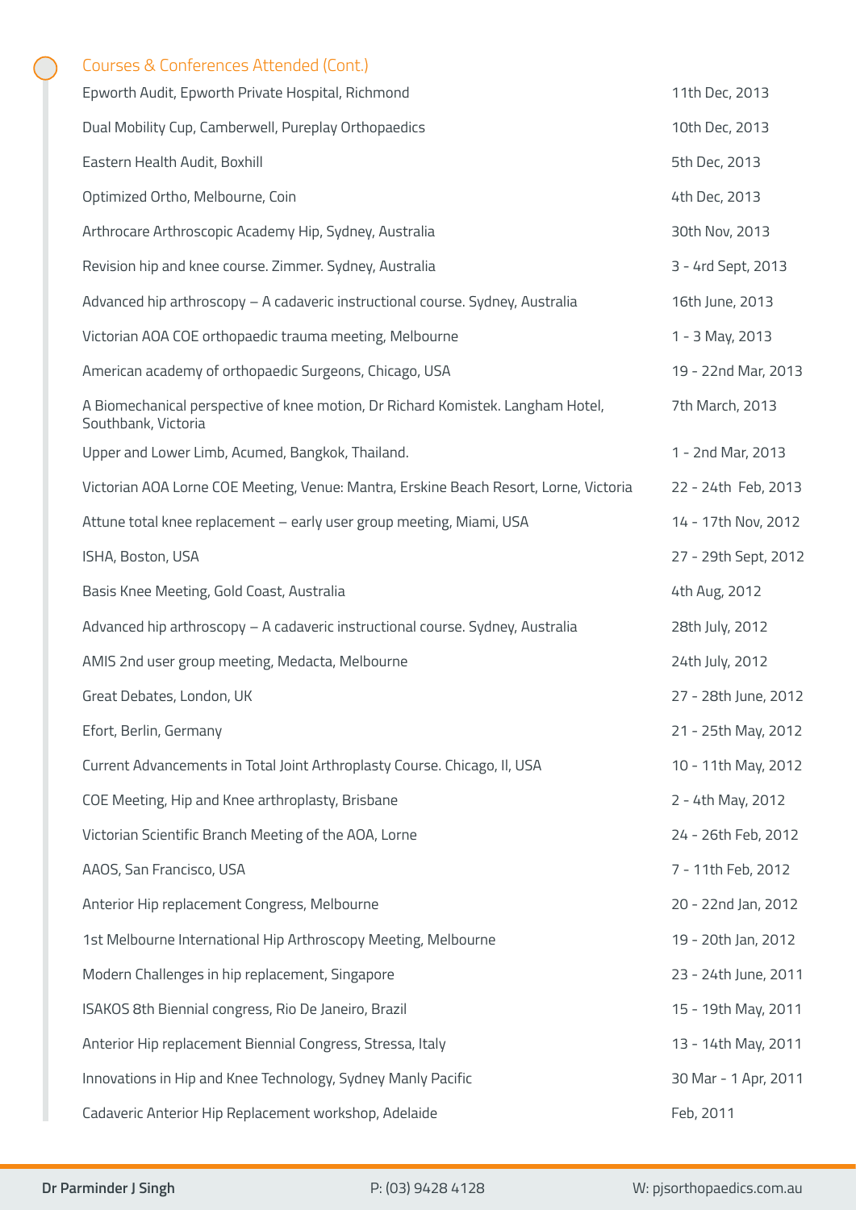## Courses & Conferences Attended (Cont.)

| | |
|---|---|
| Epworth Audit, Epworth Private Hospital, Richmond | 11th Dec, 2013 |
| Dual Mobility Cup, Camberwell, Pureplay Orthopaedics | 10th Dec, 2013 |
| Eastern Health Audit, Boxhill | 5th Dec, 2013 |
| Optimized Ortho, Melbourne, Coin | 4th Dec, 2013 |
| Arthrocare Arthroscopic Academy Hip, Sydney, Australia | 30th Nov, 2013 |
| Revision hip and knee course. Zimmer. Sydney, Australia | 3 - 4rd Sept, 2013 |
| Advanced hip arthroscopy – A cadaveric instructional course. Sydney, Australia | 16th June, 2013 |
| Victorian AOA COE orthopaedic trauma meeting, Melbourne | 1 - 3 May, 2013 |
| American academy of orthopaedic Surgeons, Chicago, USA | 19 - 22nd Mar, 2013 |
| A Biomechanical perspective of knee motion, Dr Richard Komistek. Langham Hotel, Southbank, Victoria | 7th March, 2013 |
| Upper and Lower Limb, Acumed, Bangkok, Thailand. | 1 - 2nd Mar, 2013 |
| Victorian AOA Lorne COE Meeting, Venue: Mantra, Erskine Beach Resort, Lorne, Victoria | 22 - 24th Feb, 2013 |
| Attune total knee replacement – early user group meeting, Miami, USA | 14 - 17th Nov, 2012 |
| ISHA, Boston, USA | 27 - 29th Sept, 2012 |
| Basis Knee Meeting, Gold Coast, Australia | 4th Aug, 2012 |
| Advanced hip arthroscopy – A cadaveric instructional course. Sydney, Australia | 28th July, 2012 |
| AMIS 2nd user group meeting, Medacta, Melbourne | 24th July, 2012 |
| Great Debates, London, UK | 27 - 28th June, 2012 |
| Efort, Berlin, Germany | 21 - 25th May, 2012 |
| Current Advancements in Total Joint Arthroplasty Course. Chicago, Il, USA | 10 - 11th May, 2012 |
| COE Meeting, Hip and Knee arthroplasty, Brisbane | 2 - 4th May, 2012 |
| Victorian Scientific Branch Meeting of the AOA, Lorne | 24 - 26th Feb, 2012 |
| AAOS, San Francisco, USA | 7 - 11th Feb, 2012 |
| Anterior Hip replacement Congress, Melbourne | 20 - 22nd Jan, 2012 |
| 1st Melbourne International Hip Arthroscopy Meeting, Melbourne | 19 - 20th Jan, 2012 |
| Modern Challenges in hip replacement, Singapore | 23 - 24th June, 2011 |
| ISAKOS 8th Biennial congress, Rio De Janeiro, Brazil | 15 - 19th May, 2011 |
| Anterior Hip replacement Biennial Congress, Stressa, Italy | 13 - 14th May, 2011 |
| Innovations in Hip and Knee Technology, Sydney Manly Pacific | 30 Mar - 1 Apr, 2011 |
| Cadaveric Anterior Hip Replacement workshop, Adelaide | Feb, 2011 |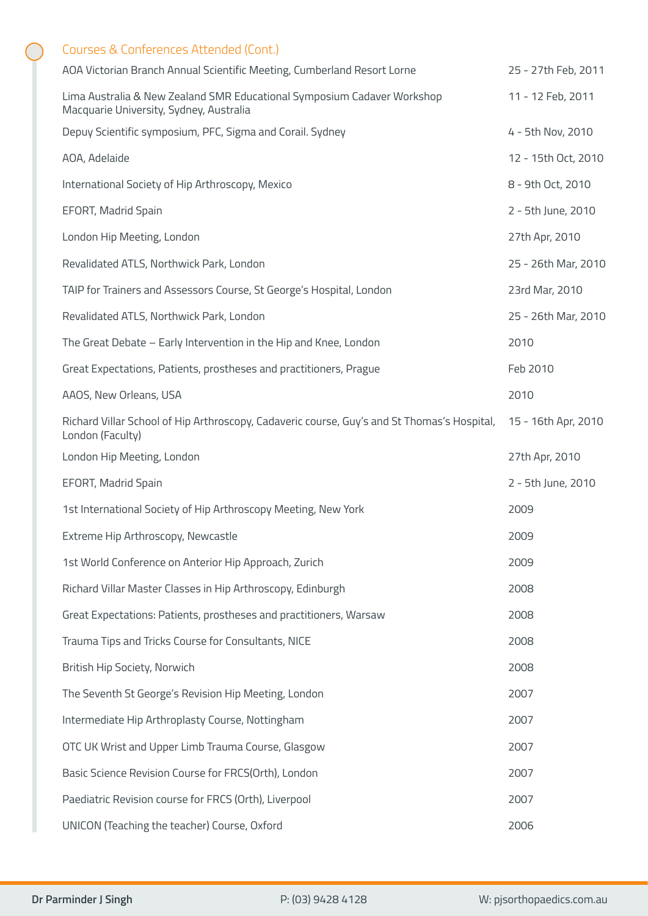## Courses & Conferences Attended (Cont.)

| | |
|---|---|
| AOA Victorian Branch Annual Scientific Meeting, Cumberland Resort Lorne | 25 - 27th Feb, 2011 |
| Lima Australia & New Zealand SMR Educational Symposium Cadaver Workshop Macquarie University, Sydney, Australia | 11 - 12 Feb, 2011 |
| Depuy Scientific symposium, PFC, Sigma and Corail. Sydney | 4 - 5th Nov, 2010 |
| AOA, Adelaide | 12 - 15th Oct, 2010 |
| International Society of Hip Arthroscopy, Mexico | 8 - 9th Oct, 2010 |
| EFORT, Madrid Spain | 2 - 5th June, 2010 |
| London Hip Meeting, London | 27th Apr, 2010 |
| Revalidated ATLS, Northwick Park, London | 25 - 26th Mar, 2010 |
| TAIP for Trainers and Assessors Course, St George's Hospital, London | 23rd Mar, 2010 |
| Revalidated ATLS, Northwick Park, London | 25 - 26th Mar, 2010 |
| The Great Debate – Early Intervention in the Hip and Knee, London | 2010 |
| Great Expectations, Patients, prostheses and practitioners, Prague | Feb 2010 |
| AAOS, New Orleans, USA | 2010 |
| Richard Villar School of Hip Arthroscopy, Cadaveric course, Guy's and St Thomas's Hospital, London (Faculty) | 15 - 16th Apr, 2010 |
| London Hip Meeting, London | 27th Apr, 2010 |
| EFORT, Madrid Spain | 2 - 5th June, 2010 |
| 1st International Society of Hip Arthroscopy Meeting, New York | 2009 |
| Extreme Hip Arthroscopy, Newcastle | 2009 |
| 1st World Conference on Anterior Hip Approach, Zurich | 2009 |
| Richard Villar Master Classes in Hip Arthroscopy, Edinburgh | 2008 |
| Great Expectations: Patients, prostheses and practitioners, Warsaw | 2008 |
| Trauma Tips and Tricks Course for Consultants, NICE | 2008 |
| British Hip Society, Norwich | 2008 |
| The Seventh St George's Revision Hip Meeting, London | 2007 |
| Intermediate Hip Arthroplasty Course, Nottingham | 2007 |
| OTC UK Wrist and Upper Limb Trauma Course, Glasgow | 2007 |
| Basic Science Revision Course for FRCS(Orth), London | 2007 |
| Paediatric Revision course for FRCS (Orth), Liverpool | 2007 |
| UNICON (Teaching the teacher) Course, Oxford | 2006 |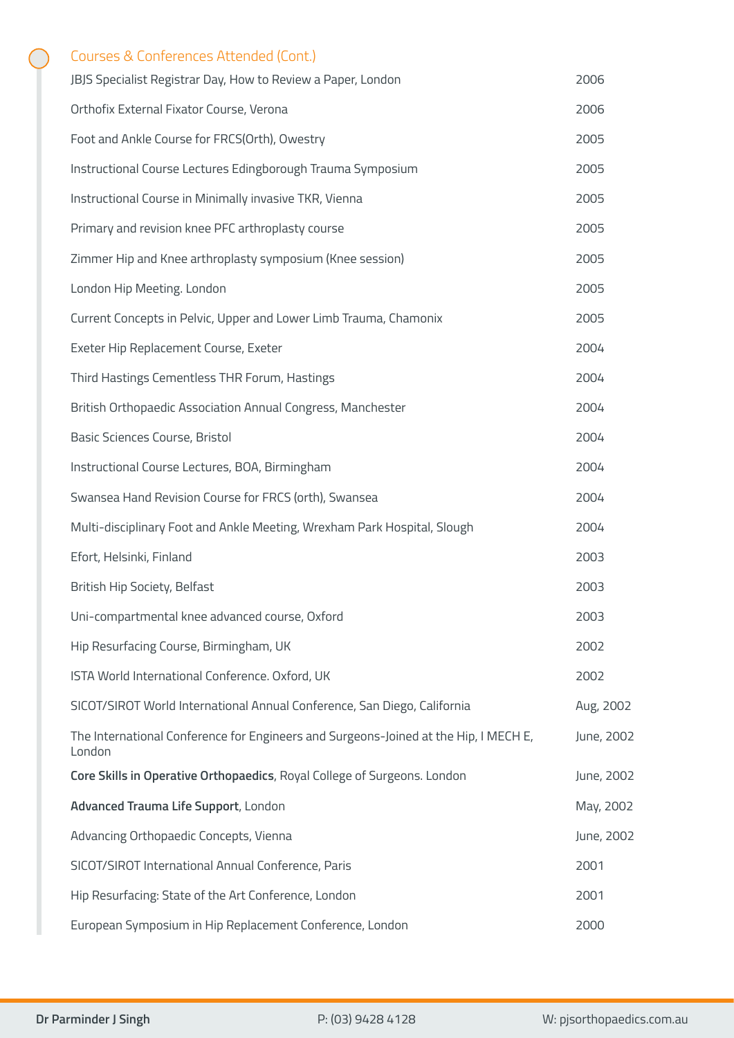## Courses & Conferences Attended (Cont.)

| | |
|---|---|
| JBJS Specialist Registrar Day, How to Review a Paper, London | 2006 |
| Orthofix External Fixator Course, Verona | 2006 |
| Foot and Ankle Course for FRCS(Orth), Owestry | 2005 |
| Instructional Course Lectures Edingborough Trauma Symposium | 2005 |
| Instructional Course in Minimally invasive TKR, Vienna | 2005 |
| Primary and revision knee PFC arthroplasty course | 2005 |
| Zimmer Hip and Knee arthroplasty symposium (Knee session) | 2005 |
| London Hip Meeting. London | 2005 |
| Current Concepts in Pelvic, Upper and Lower Limb Trauma, Chamonix | 2005 |
| Exeter Hip Replacement Course, Exeter | 2004 |
| Third Hastings Cementless THR Forum, Hastings | 2004 |
| British Orthopaedic Association Annual Congress, Manchester | 2004 |
| Basic Sciences Course, Bristol | 2004 |
| Instructional Course Lectures, BOA, Birmingham | 2004 |
| Swansea Hand Revision Course for FRCS (orth), Swansea | 2004 |
| Multi-disciplinary Foot and Ankle Meeting, Wrexham Park Hospital, Slough | 2004 |
| Efort, Helsinki, Finland | 2003 |
| British Hip Society, Belfast | 2003 |
| Uni-compartmental knee advanced course, Oxford | 2003 |
| Hip Resurfacing Course, Birmingham, UK | 2002 |
| ISTA World International Conference. Oxford, UK | 2002 |
| SICOT/SIROT World International Annual Conference, San Diego, California | Aug, 2002 |
| The International Conference for Engineers and Surgeons-Joined at the Hip, I MECH E, London | June, 2002 |
| **Core Skills in Operative Orthopaedics**, Royal College of Surgeons. London | June, 2002 |
| **Advanced Trauma Life Support**, London | May, 2002 |
| Advancing Orthopaedic Concepts, Vienna | June, 2002 |
| SICOT/SIROT International Annual Conference, Paris | 2001 |
| Hip Resurfacing: State of the Art Conference, London | 2001 |
| European Symposium in Hip Replacement Conference, London | 2000 |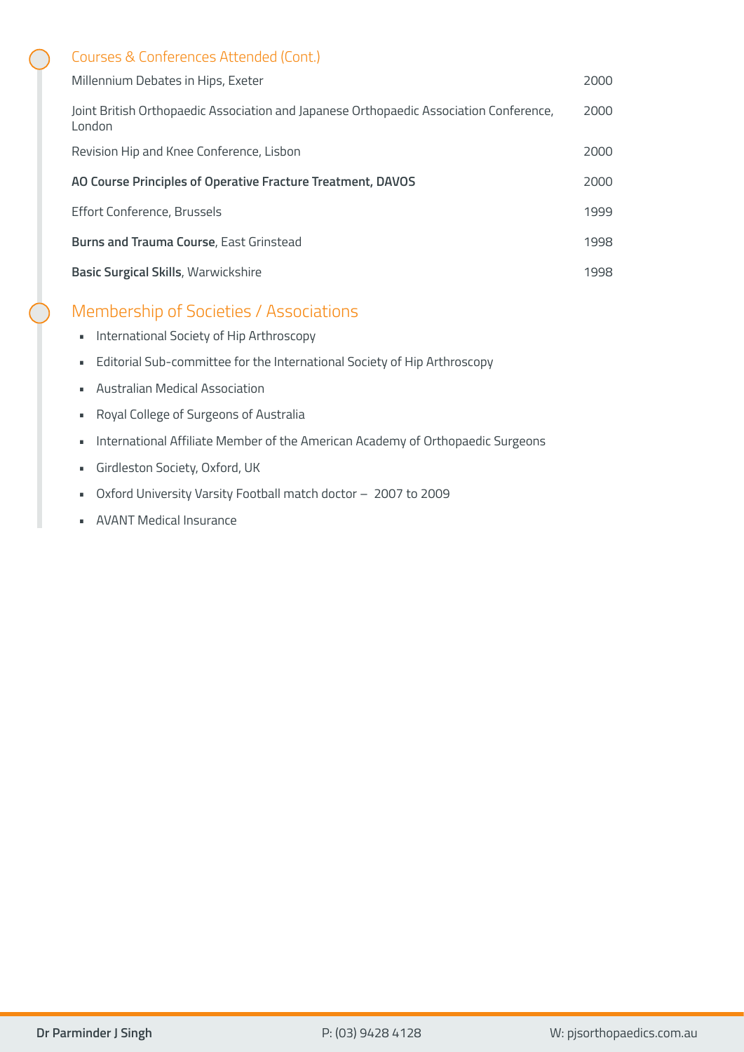## Courses & Conferences Attended (Cont.)

| | |
|---|---|
| Millennium Debates in Hips, Exeter | 2000 |
| Joint British Orthopaedic Association and Japanese Orthopaedic Association Conference, London | 2000 |
| Revision Hip and Knee Conference, Lisbon | 2000 |
| **AO Course Principles of Operative Fracture Treatment, DAVOS** | 2000 |
| Effort Conference, Brussels | 1999 |
| **Burns and Trauma Course**, East Grinstead | 1998 |
| **Basic Surgical Skills**, Warwickshire | 1998 |

## Membership of Societies / Associations

- International Society of Hip Arthroscopy
- Editorial Sub-committee for the International Society of Hip Arthroscopy
- Australian Medical Association
- Royal College of Surgeons of Australia
- International Affiliate Member of the American Academy of Orthopaedic Surgeons
- Girdleston Society, Oxford, UK
- Oxford University Varsity Football match doctor – 2007 to 2009
- AVANT Medical Insurance